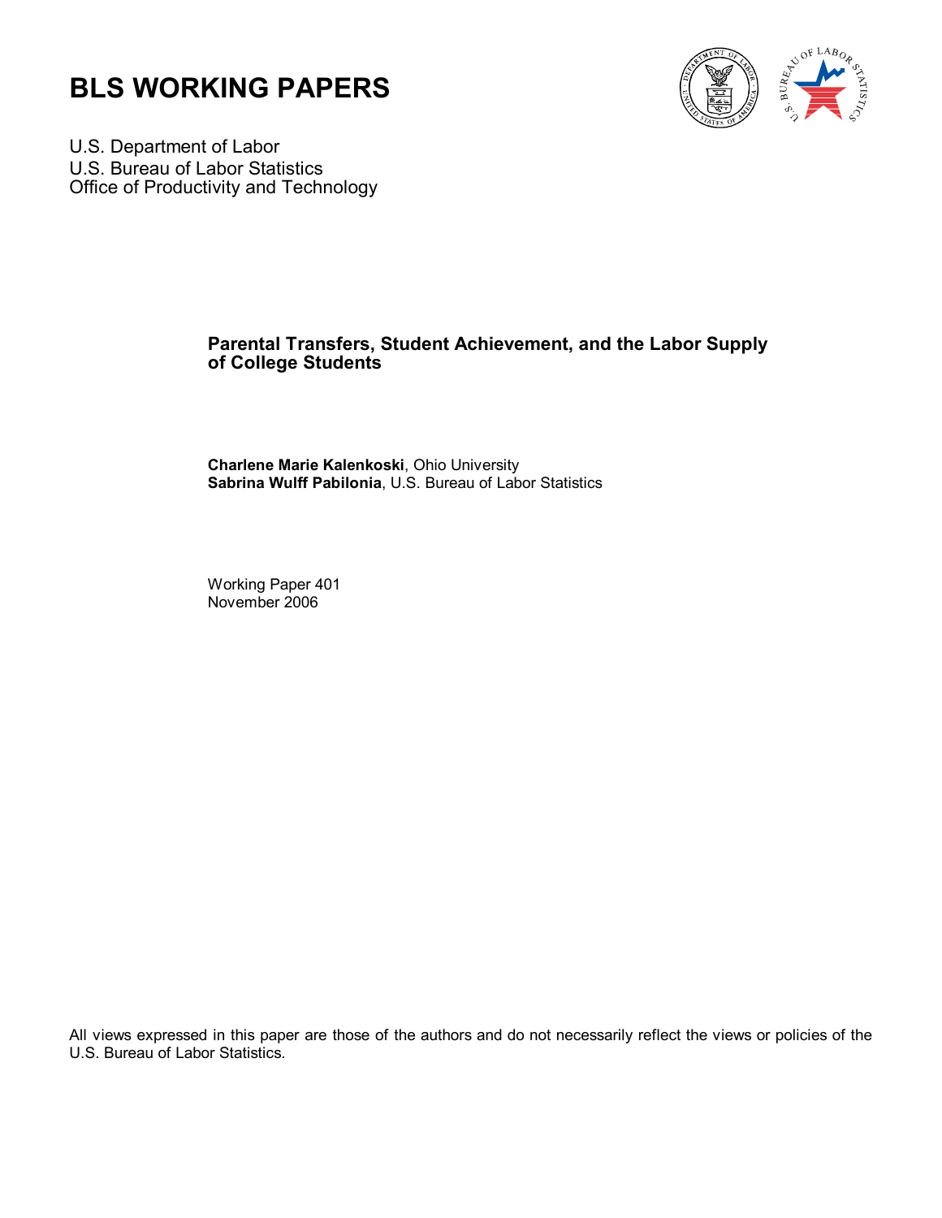# BLS WORKING PAPERS

U.S. Department of Labor
U.S. Bureau of Labor Statistics
Office of Productivity and Technology

## Parental Transfers, Student Achievement, and the Labor Supply of College Students

**Charlene Marie Kalenkoski**, Ohio University
**Sabrina Wulff Pabilonia**, U.S. Bureau of Labor Statistics

Working Paper 401
November 2006

All views expressed in this paper are those of the authors and do not necessarily reflect the views or policies of the U.S. Bureau of Labor Statistics.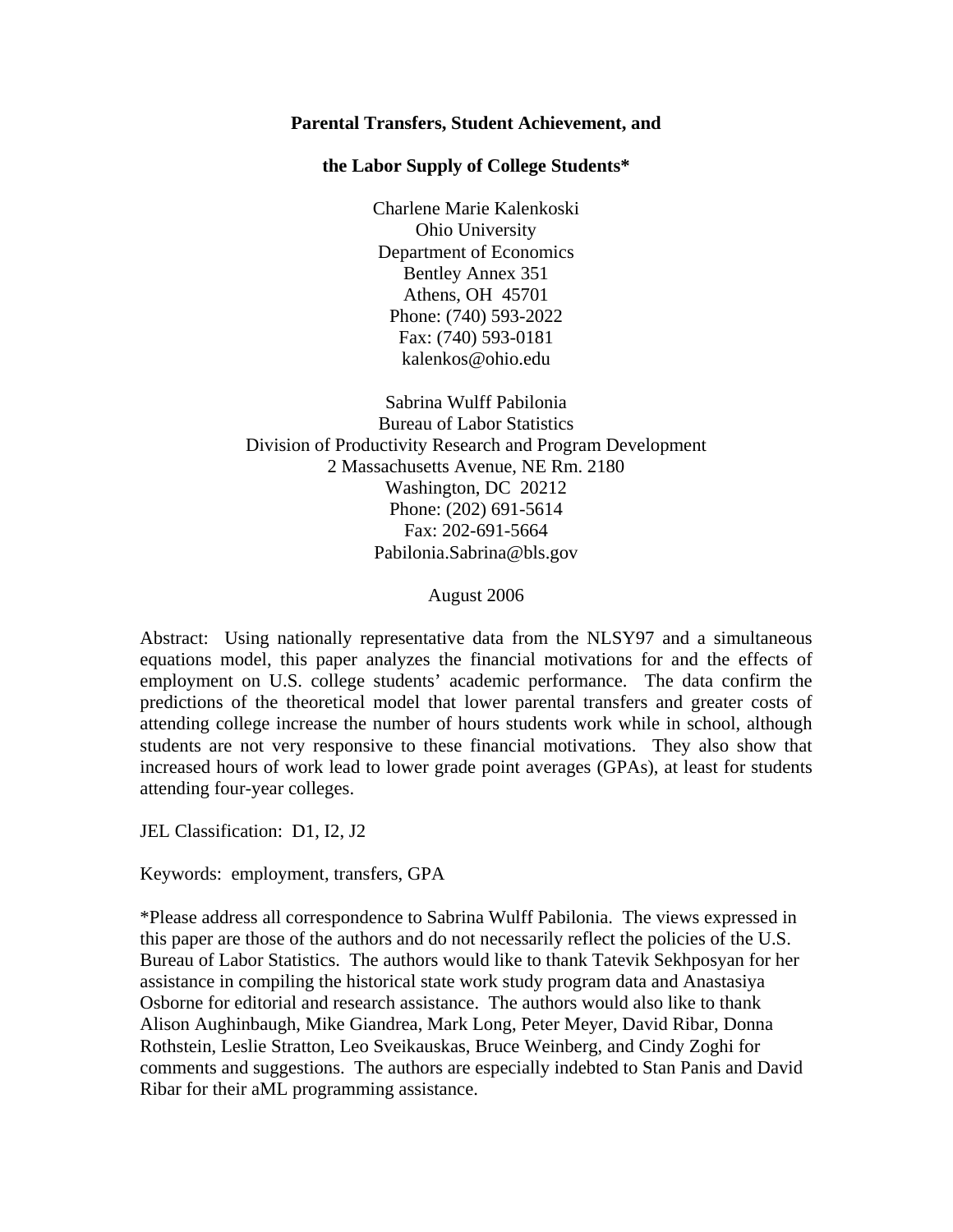**Parental Transfers, Student Achievement, and**

**the Labor Supply of College Students***

Charlene Marie Kalenkoski
Ohio University
Department of Economics
Bentley Annex 351
Athens, OH 45701
Phone: (740) 593-2022
Fax: (740) 593-0181
kalenkos@ohio.edu

Sabrina Wulff Pabilonia
Bureau of Labor Statistics
Division of Productivity Research and Program Development
2 Massachusetts Avenue, NE Rm. 2180
Washington, DC 20212
Phone: (202) 691-5614
Fax: 202-691-5664
Pabilonia.Sabrina@bls.gov

August 2006

Abstract: Using nationally representative data from the NLSY97 and a simultaneous equations model, this paper analyzes the financial motivations for and the effects of employment on U.S. college students' academic performance. The data confirm the predictions of the theoretical model that lower parental transfers and greater costs of attending college increase the number of hours students work while in school, although students are not very responsive to these financial motivations. They also show that increased hours of work lead to lower grade point averages (GPAs), at least for students attending four-year colleges.

JEL Classification: D1, I2, J2

Keywords: employment, transfers, GPA

*Please address all correspondence to Sabrina Wulff Pabilonia. The views expressed in this paper are those of the authors and do not necessarily reflect the policies of the U.S. Bureau of Labor Statistics. The authors would like to thank Tatevik Sekhposyan for her assistance in compiling the historical state work study program data and Anastasiya Osborne for editorial and research assistance. The authors would also like to thank Alison Aughinbaugh, Mike Giandrea, Mark Long, Peter Meyer, David Ribar, Donna Rothstein, Leslie Stratton, Leo Sveikauskas, Bruce Weinberg, and Cindy Zoghi for comments and suggestions. The authors are especially indebted to Stan Panis and David Ribar for their aML programming assistance.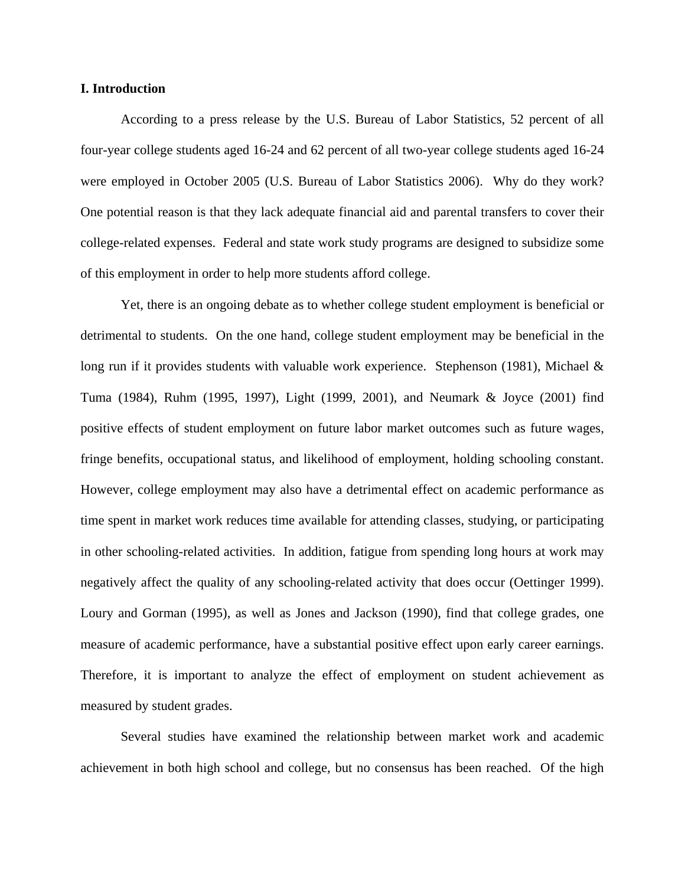## I. Introduction

According to a press release by the U.S. Bureau of Labor Statistics, 52 percent of all four-year college students aged 16-24 and 62 percent of all two-year college students aged 16-24 were employed in October 2005 (U.S. Bureau of Labor Statistics 2006). Why do they work? One potential reason is that they lack adequate financial aid and parental transfers to cover their college-related expenses. Federal and state work study programs are designed to subsidize some of this employment in order to help more students afford college.

Yet, there is an ongoing debate as to whether college student employment is beneficial or detrimental to students. On the one hand, college student employment may be beneficial in the long run if it provides students with valuable work experience. Stephenson (1981), Michael & Tuma (1984), Ruhm (1995, 1997), Light (1999, 2001), and Neumark & Joyce (2001) find positive effects of student employment on future labor market outcomes such as future wages, fringe benefits, occupational status, and likelihood of employment, holding schooling constant. However, college employment may also have a detrimental effect on academic performance as time spent in market work reduces time available for attending classes, studying, or participating in other schooling-related activities. In addition, fatigue from spending long hours at work may negatively affect the quality of any schooling-related activity that does occur (Oettinger 1999). Loury and Gorman (1995), as well as Jones and Jackson (1990), find that college grades, one measure of academic performance, have a substantial positive effect upon early career earnings. Therefore, it is important to analyze the effect of employment on student achievement as measured by student grades.

Several studies have examined the relationship between market work and academic achievement in both high school and college, but no consensus has been reached. Of the high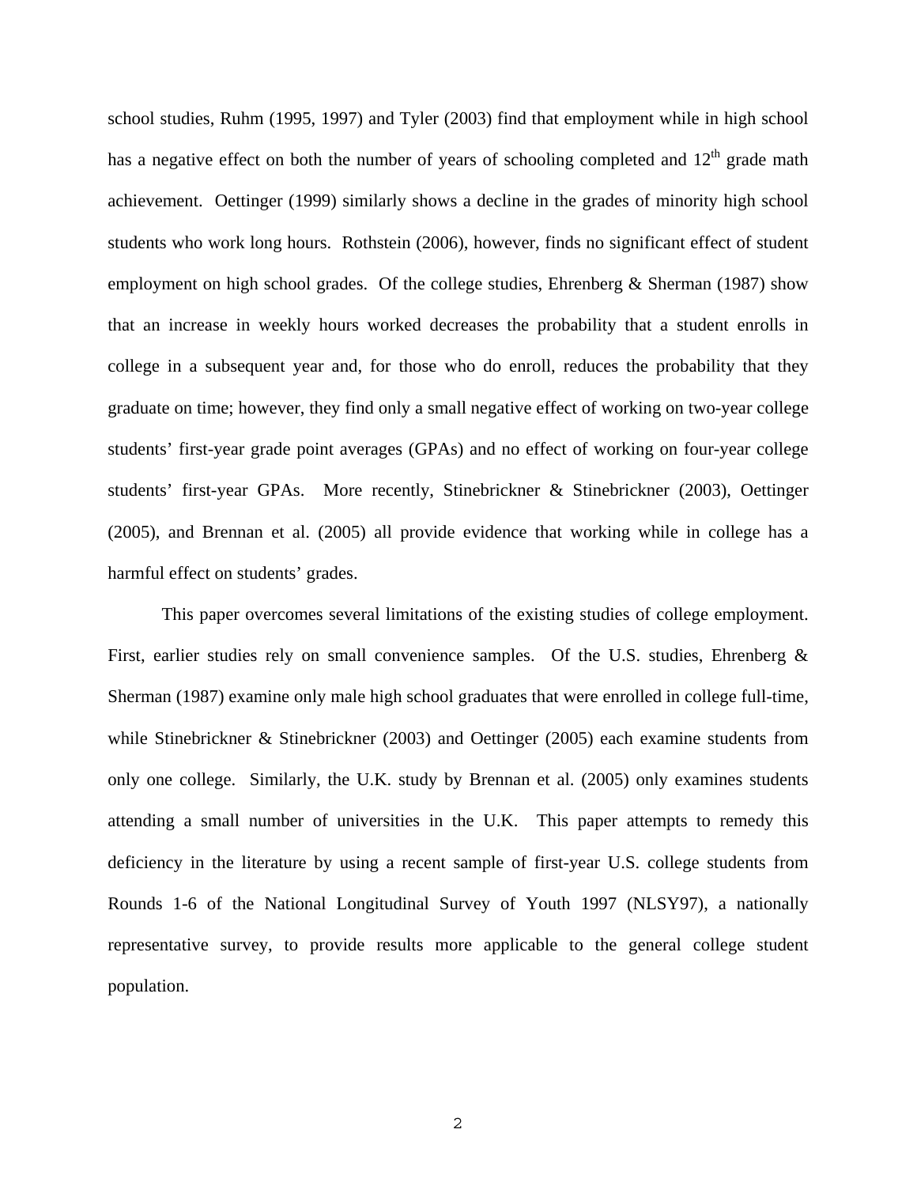school studies, Ruhm (1995, 1997) and Tyler (2003) find that employment while in high school has a negative effect on both the number of years of schooling completed and $12^{th}$ grade math achievement. Oettinger (1999) similarly shows a decline in the grades of minority high school students who work long hours. Rothstein (2006), however, finds no significant effect of student employment on high school grades. Of the college studies, Ehrenberg & Sherman (1987) show that an increase in weekly hours worked decreases the probability that a student enrolls in college in a subsequent year and, for those who do enroll, reduces the probability that they graduate on time; however, they find only a small negative effect of working on two-year college students' first-year grade point averages (GPAs) and no effect of working on four-year college students' first-year GPAs. More recently, Stinebrickner & Stinebrickner (2003), Oettinger (2005), and Brennan et al. (2005) all provide evidence that working while in college has a harmful effect on students' grades.

This paper overcomes several limitations of the existing studies of college employment. First, earlier studies rely on small convenience samples. Of the U.S. studies, Ehrenberg & Sherman (1987) examine only male high school graduates that were enrolled in college full-time, while Stinebrickner & Stinebrickner (2003) and Oettinger (2005) each examine students from only one college. Similarly, the U.K. study by Brennan et al. (2005) only examines students attending a small number of universities in the U.K. This paper attempts to remedy this deficiency in the literature by using a recent sample of first-year U.S. college students from Rounds 1-6 of the National Longitudinal Survey of Youth 1997 (NLSY97), a nationally representative survey, to provide results more applicable to the general college student population.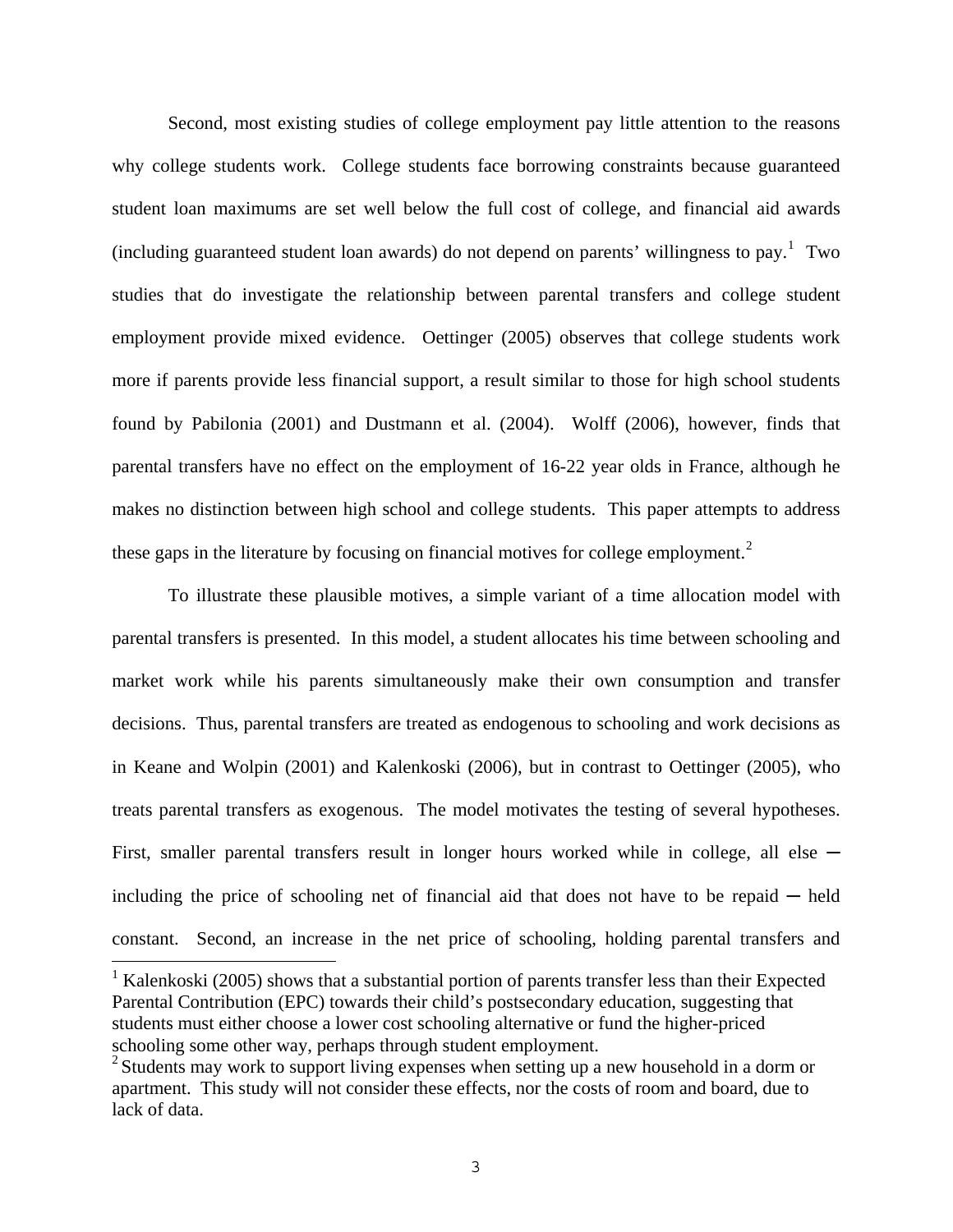Second, most existing studies of college employment pay little attention to the reasons why college students work. College students face borrowing constraints because guaranteed student loan maximums are set well below the full cost of college, and financial aid awards (including guaranteed student loan awards) do not depend on parents' willingness to pay.[1] Two studies that do investigate the relationship between parental transfers and college student employment provide mixed evidence. Oettinger (2005) observes that college students work more if parents provide less financial support, a result similar to those for high school students found by Pabilonia (2001) and Dustmann et al. (2004). Wolff (2006), however, finds that parental transfers have no effect on the employment of 16-22 year olds in France, although he makes no distinction between high school and college students. This paper attempts to address these gaps in the literature by focusing on financial motives for college employment.[2]

To illustrate these plausible motives, a simple variant of a time allocation model with parental transfers is presented. In this model, a student allocates his time between schooling and market work while his parents simultaneously make their own consumption and transfer decisions. Thus, parental transfers are treated as endogenous to schooling and work decisions as in Keane and Wolpin (2001) and Kalenkoski (2006), but in contrast to Oettinger (2005), who treats parental transfers as exogenous. The model motivates the testing of several hypotheses. First, smaller parental transfers result in longer hours worked while in college, all else — including the price of schooling net of financial aid that does not have to be repaid — held constant. Second, an increase in the net price of schooling, holding parental transfers and

[1] Kalenkoski (2005) shows that a substantial portion of parents transfer less than their Expected Parental Contribution (EPC) towards their child's postsecondary education, suggesting that students must either choose a lower cost schooling alternative or fund the higher-priced schooling some other way, perhaps through student employment.

[2] Students may work to support living expenses when setting up a new household in a dorm or apartment. This study will not consider these effects, nor the costs of room and board, due to lack of data.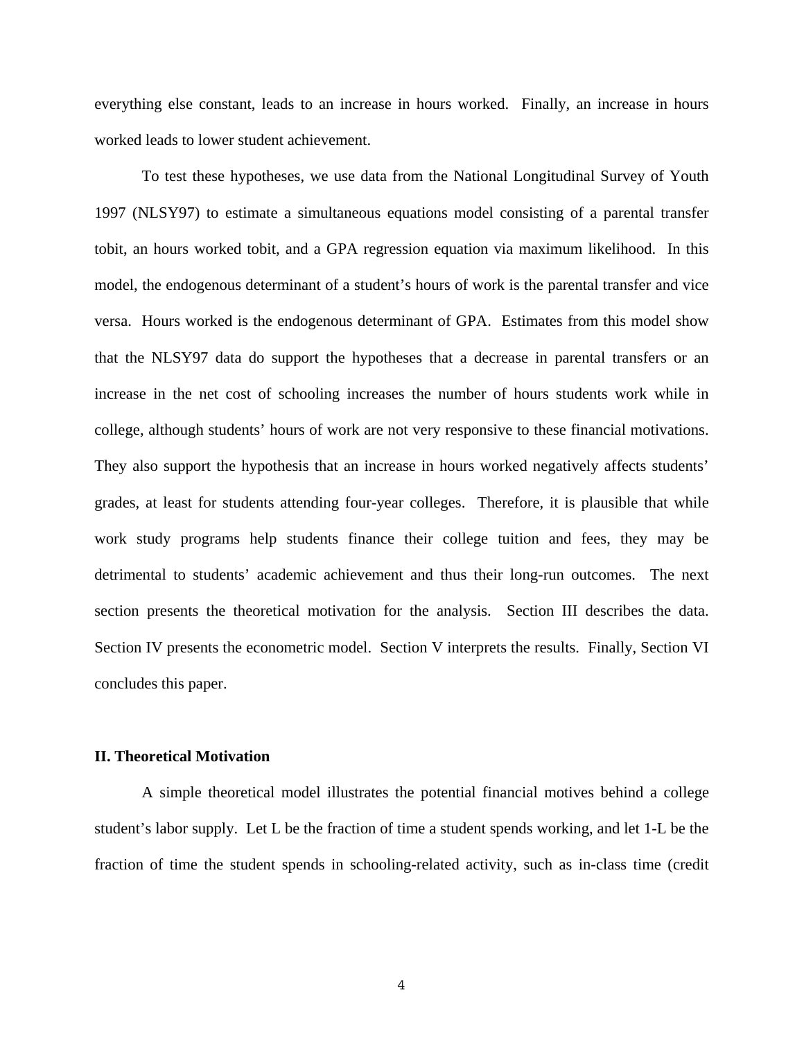everything else constant, leads to an increase in hours worked. Finally, an increase in hours worked leads to lower student achievement.

To test these hypotheses, we use data from the National Longitudinal Survey of Youth 1997 (NLSY97) to estimate a simultaneous equations model consisting of a parental transfer tobit, an hours worked tobit, and a GPA regression equation via maximum likelihood. In this model, the endogenous determinant of a student's hours of work is the parental transfer and vice versa. Hours worked is the endogenous determinant of GPA. Estimates from this model show that the NLSY97 data do support the hypotheses that a decrease in parental transfers or an increase in the net cost of schooling increases the number of hours students work while in college, although students' hours of work are not very responsive to these financial motivations. They also support the hypothesis that an increase in hours worked negatively affects students' grades, at least for students attending four-year colleges. Therefore, it is plausible that while work study programs help students finance their college tuition and fees, they may be detrimental to students' academic achievement and thus their long-run outcomes. The next section presents the theoretical motivation for the analysis. Section III describes the data. Section IV presents the econometric model. Section V interprets the results. Finally, Section VI concludes this paper.

## II. Theoretical Motivation

A simple theoretical model illustrates the potential financial motives behind a college student's labor supply. Let L be the fraction of time a student spends working, and let 1-L be the fraction of time the student spends in schooling-related activity, such as in-class time (credit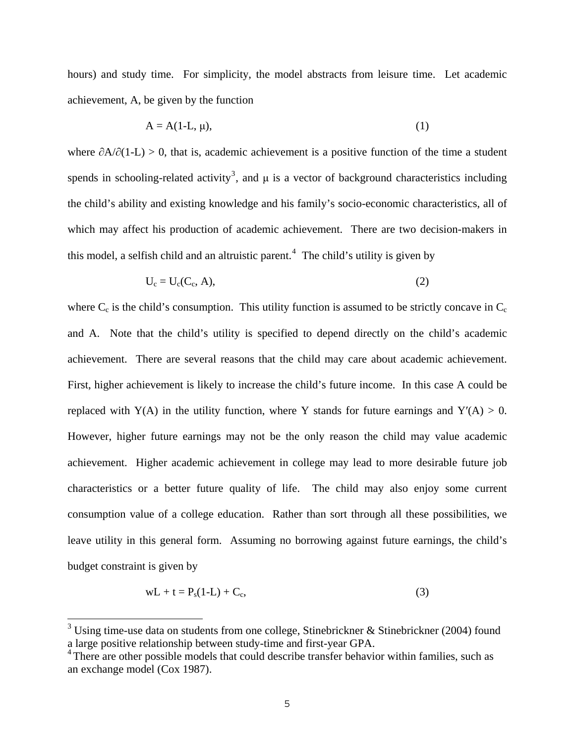hours) and study time. For simplicity, the model abstracts from leisure time. Let academic achievement, A, be given by the function

$$A = A(1-L, \mu), \tag{1}$$

where $\partial A/\partial(1-L) > 0$, that is, academic achievement is a positive function of the time a student spends in schooling-related activity[3], and $\mu$ is a vector of background characteristics including the child's ability and existing knowledge and his family's socio-economic characteristics, all of which may affect his production of academic achievement. There are two decision-makers in this model, a selfish child and an altruistic parent.[4] The child's utility is given by

$$U_c = U_c(C_c, A), \tag{2}$$

where $C_c$ is the child's consumption. This utility function is assumed to be strictly concave in $C_c$ and A. Note that the child's utility is specified to depend directly on the child's academic achievement. There are several reasons that the child may care about academic achievement. First, higher achievement is likely to increase the child's future income. In this case A could be replaced with Y(A) in the utility function, where Y stands for future earnings and $Y'(A) > 0$. However, higher future earnings may not be the only reason the child may value academic achievement. Higher academic achievement in college may lead to more desirable future job characteristics or a better future quality of life. The child may also enjoy some current consumption value of a college education. Rather than sort through all these possibilities, we leave utility in this general form. Assuming no borrowing against future earnings, the child's budget constraint is given by

$$wL + t = P_s(1-L) + C_c, \tag{3}$$

[3] Using time-use data on students from one college, Stinebrickner & Stinebrickner (2004) found a large positive relationship between study-time and first-year GPA.

[4] There are other possible models that could describe transfer behavior within families, such as an exchange model (Cox 1987).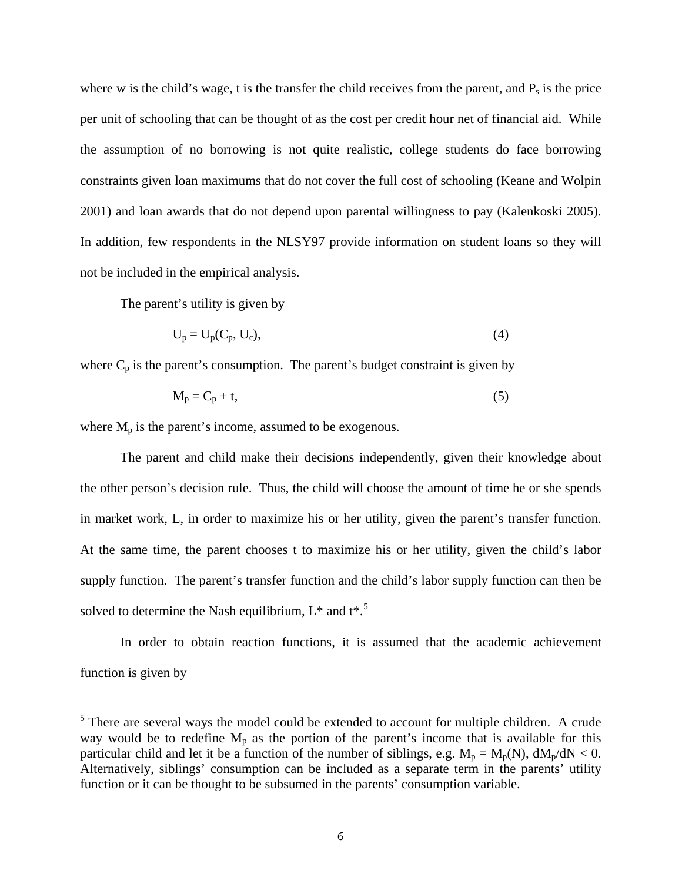where w is the child's wage, t is the transfer the child receives from the parent, and $P_s$ is the price per unit of schooling that can be thought of as the cost per credit hour net of financial aid. While the assumption of no borrowing is not quite realistic, college students do face borrowing constraints given loan maximums that do not cover the full cost of schooling (Keane and Wolpin 2001) and loan awards that do not depend upon parental willingness to pay (Kalenkoski 2005). In addition, few respondents in the NLSY97 provide information on student loans so they will not be included in the empirical analysis.

The parent's utility is given by

$$U_p = U_p(C_p, U_c), \tag{4}$$

where $C_p$ is the parent's consumption. The parent's budget constraint is given by

$$M_p = C_p + t, \tag{5}$$

where $M_p$ is the parent's income, assumed to be exogenous.

The parent and child make their decisions independently, given their knowledge about the other person's decision rule. Thus, the child will choose the amount of time he or she spends in market work, L, in order to maximize his or her utility, given the parent's transfer function. At the same time, the parent chooses t to maximize his or her utility, given the child's labor supply function. The parent's transfer function and the child's labor supply function can then be solved to determine the Nash equilibrium, L* and t*.[5]

In order to obtain reaction functions, it is assumed that the academic achievement function is given by

[5] There are several ways the model could be extended to account for multiple children. A crude way would be to redefine $M_p$ as the portion of the parent's income that is available for this particular child and let it be a function of the number of siblings, e.g. $M_p = M_p(N)$, $dM_p/dN < 0$. Alternatively, siblings' consumption can be included as a separate term in the parents' utility function or it can be thought to be subsumed in the parents' consumption variable.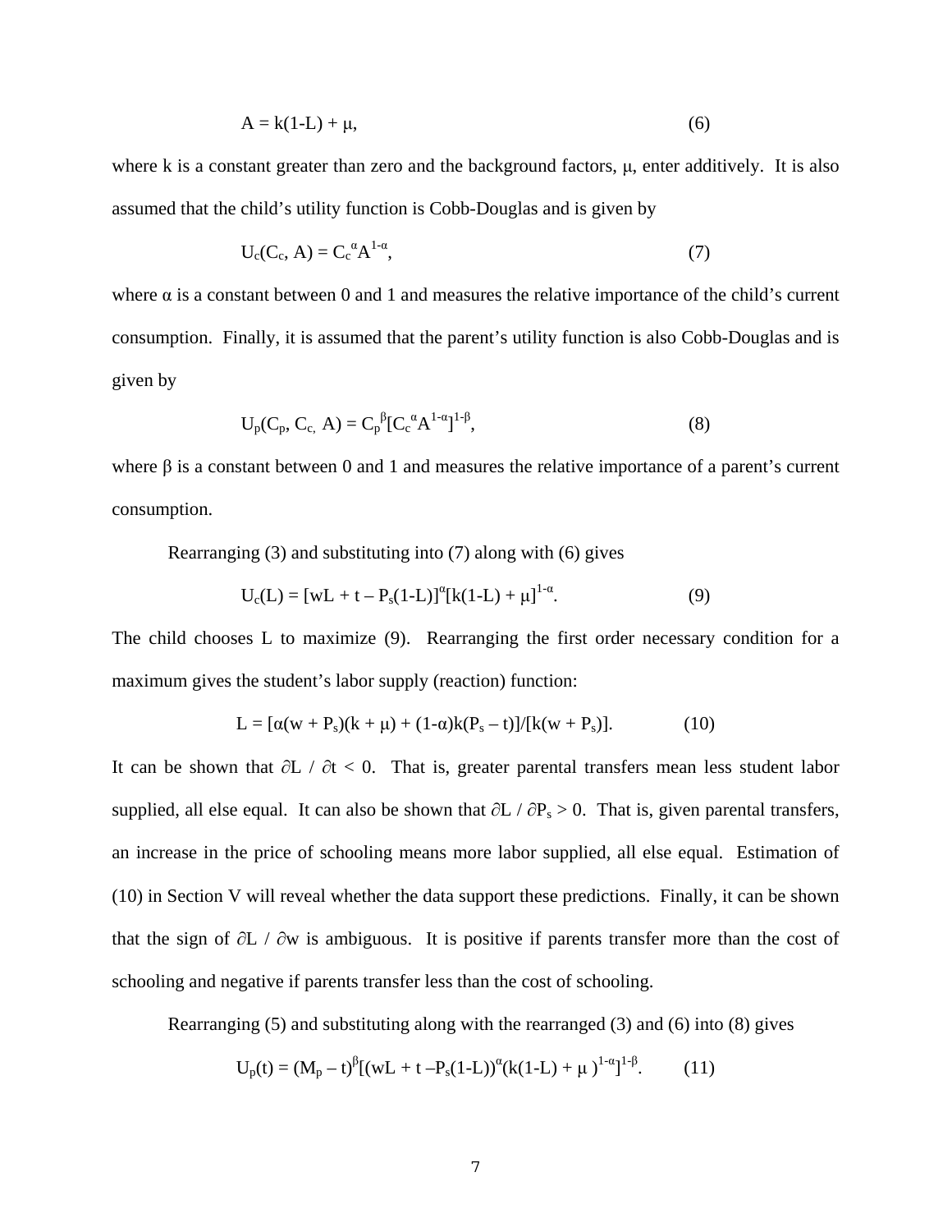$$A = k(1\text{-}L) + \mu, \qquad (6)$$

where k is a constant greater than zero and the background factors, μ, enter additively. It is also assumed that the child's utility function is Cobb-Douglas and is given by

$$U_c(C_c, A) = C_c^{\alpha}A^{1-\alpha}, \qquad (7)$$

where α is a constant between 0 and 1 and measures the relative importance of the child's current consumption. Finally, it is assumed that the parent's utility function is also Cobb-Douglas and is given by

$$U_p(C_p, C_c, A) = C_p^{\beta}[C_c^{\alpha}A^{1-\alpha}]^{1-\beta}, \qquad (8)$$

where β is a constant between 0 and 1 and measures the relative importance of a parent's current consumption.

Rearranging (3) and substituting into (7) along with (6) gives

$$U_c(L) = [wL + t - P_s(1\text{-}L)]^{\alpha}[k(1\text{-}L) + \mu]^{1-\alpha}. \qquad (9)$$

The child chooses L to maximize (9). Rearranging the first order necessary condition for a maximum gives the student's labor supply (reaction) function:

$$L = [\alpha(w + P_s)(k + \mu) + (1\text{-}\alpha)k(P_s - t)]/[k(w + P_s)]. \qquad (10)$$

It can be shown that $\partial L / \partial t < 0$. That is, greater parental transfers mean less student labor supplied, all else equal. It can also be shown that $\partial L / \partial P_s > 0$. That is, given parental transfers, an increase in the price of schooling means more labor supplied, all else equal. Estimation of (10) in Section V will reveal whether the data support these predictions. Finally, it can be shown that the sign of $\partial L / \partial w$ is ambiguous. It is positive if parents transfer more than the cost of schooling and negative if parents transfer less than the cost of schooling.

Rearranging (5) and substituting along with the rearranged (3) and (6) into (8) gives

$$U_p(t) = (M_p - t)^{\beta}[(wL + t - P_s(1\text{-}L))^{\alpha}(k(1\text{-}L) + \mu)^{1-\alpha}]^{1-\beta}. \qquad (11)$$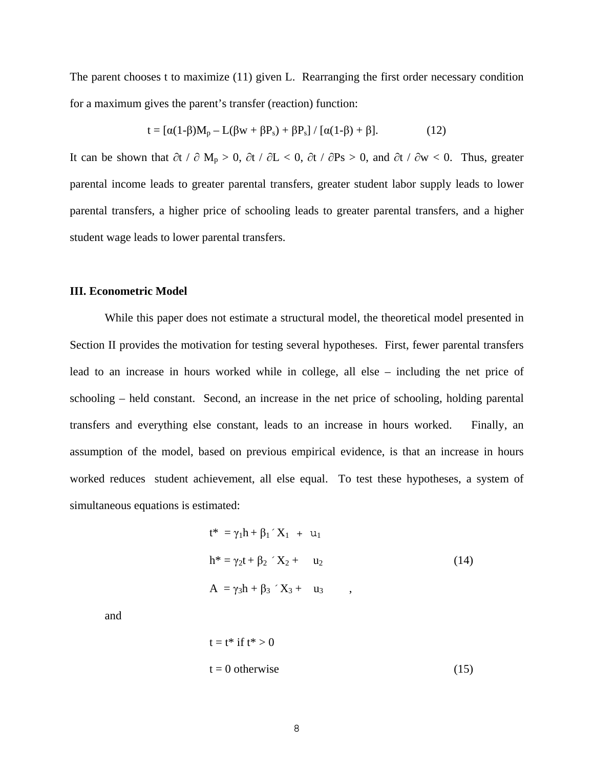The parent chooses t to maximize (11) given L. Rearranging the first order necessary condition for a maximum gives the parent's transfer (reaction) function:

$$t = [\alpha(1-\beta)M_p - L(\beta w + \beta P_s) + \beta P_s] / [\alpha(1-\beta) + \beta]. \qquad (12)$$

It can be shown that $\partial t / \partial M_p > 0$, $\partial t / \partial L < 0$, $\partial t / \partial Ps > 0$, and $\partial t / \partial w < 0$. Thus, greater parental income leads to greater parental transfers, greater student labor supply leads to lower parental transfers, a higher price of schooling leads to greater parental transfers, and a higher student wage leads to lower parental transfers.

### III. Econometric Model

While this paper does not estimate a structural model, the theoretical model presented in Section II provides the motivation for testing several hypotheses. First, fewer parental transfers lead to an increase in hours worked while in college, all else – including the net price of schooling – held constant. Second, an increase in the net price of schooling, holding parental transfers and everything else constant, leads to an increase in hours worked. Finally, an assumption of the model, based on previous empirical evidence, is that an increase in hours worked reduces student achievement, all else equal. To test these hypotheses, a system of simultaneous equations is estimated:

$$
\begin{aligned}
t^* &= \gamma_1 h + \beta_1' X_1 + u_1 \\
h^* &= \gamma_2 t + \beta_2' X_2 + u_2 \qquad (14)\\
A &= \gamma_3 h + \beta_3' X_3 + u_3 \quad ,
\end{aligned}
$$

and

$$
\begin{aligned}
t &= t^* \text{ if } t^* > 0 \\
t &= 0 \text{ otherwise} \qquad (15)
\end{aligned}
$$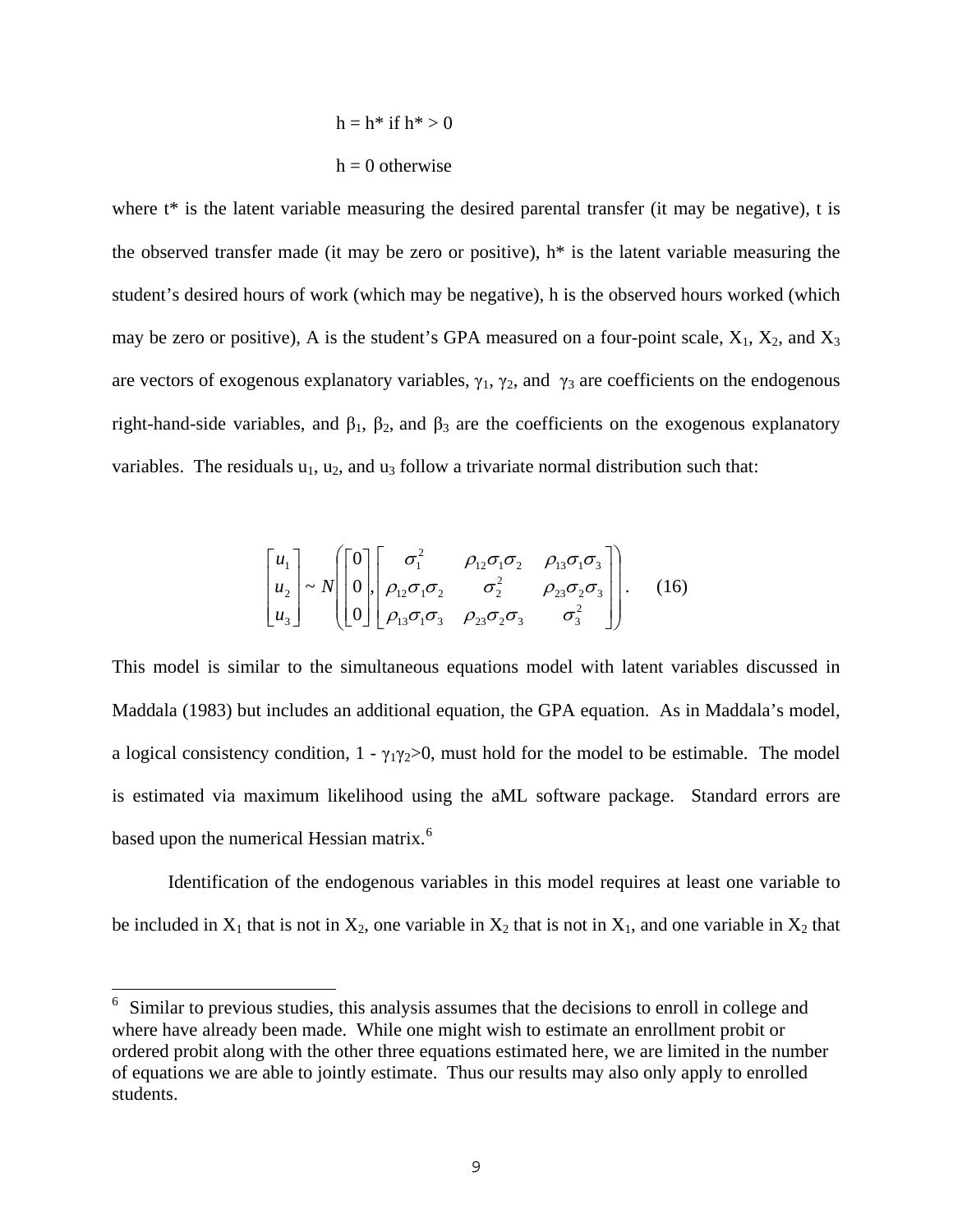$$h = h^* \text{ if } h^* > 0$$

$$h = 0 \text{ otherwise}$$

where $t^*$ is the latent variable measuring the desired parental transfer (it may be negative), $t$ is the observed transfer made (it may be zero or positive), $h^*$ is the latent variable measuring the student's desired hours of work (which may be negative), $h$ is the observed hours worked (which may be zero or positive), $A$ is the student's GPA measured on a four-point scale, $X_1$, $X_2$, and $X_3$ are vectors of exogenous explanatory variables, $\gamma_1$, $\gamma_2$, and $\gamma_3$ are coefficients on the endogenous right-hand-side variables, and $\beta_1$, $\beta_2$, and $\beta_3$ are the coefficients on the exogenous explanatory variables. The residuals $u_1$, $u_2$, and $u_3$ follow a trivariate normal distribution such that:

$$\begin{bmatrix} u_1 \\ u_2 \\ u_3 \end{bmatrix} \sim N\left( \begin{bmatrix} 0 \\ 0 \\ 0 \end{bmatrix}, \begin{bmatrix} \sigma_1^2 & \rho_{12}\sigma_1\sigma_2 & \rho_{13}\sigma_1\sigma_3 \\ \rho_{12}\sigma_1\sigma_2 & \sigma_2^2 & \rho_{23}\sigma_2\sigma_3 \\ \rho_{13}\sigma_1\sigma_3 & \rho_{23}\sigma_2\sigma_3 & \sigma_3^2 \end{bmatrix} \right). \quad (16)$$

This model is similar to the simultaneous equations model with latent variables discussed in Maddala (1983) but includes an additional equation, the GPA equation. As in Maddala's model, a logical consistency condition, $1 - \gamma_1\gamma_2 > 0$, must hold for the model to be estimable. The model is estimated via maximum likelihood using the aML software package. Standard errors are based upon the numerical Hessian matrix.[6]

Identification of the endogenous variables in this model requires at least one variable to be included in $X_1$ that is not in $X_2$, one variable in $X_2$ that is not in $X_1$, and one variable in $X_2$ that

---

[6] Similar to previous studies, this analysis assumes that the decisions to enroll in college and where have already been made. While one might wish to estimate an enrollment probit or ordered probit along with the other three equations estimated here, we are limited in the number of equations we are able to jointly estimate. Thus our results may also only apply to enrolled students.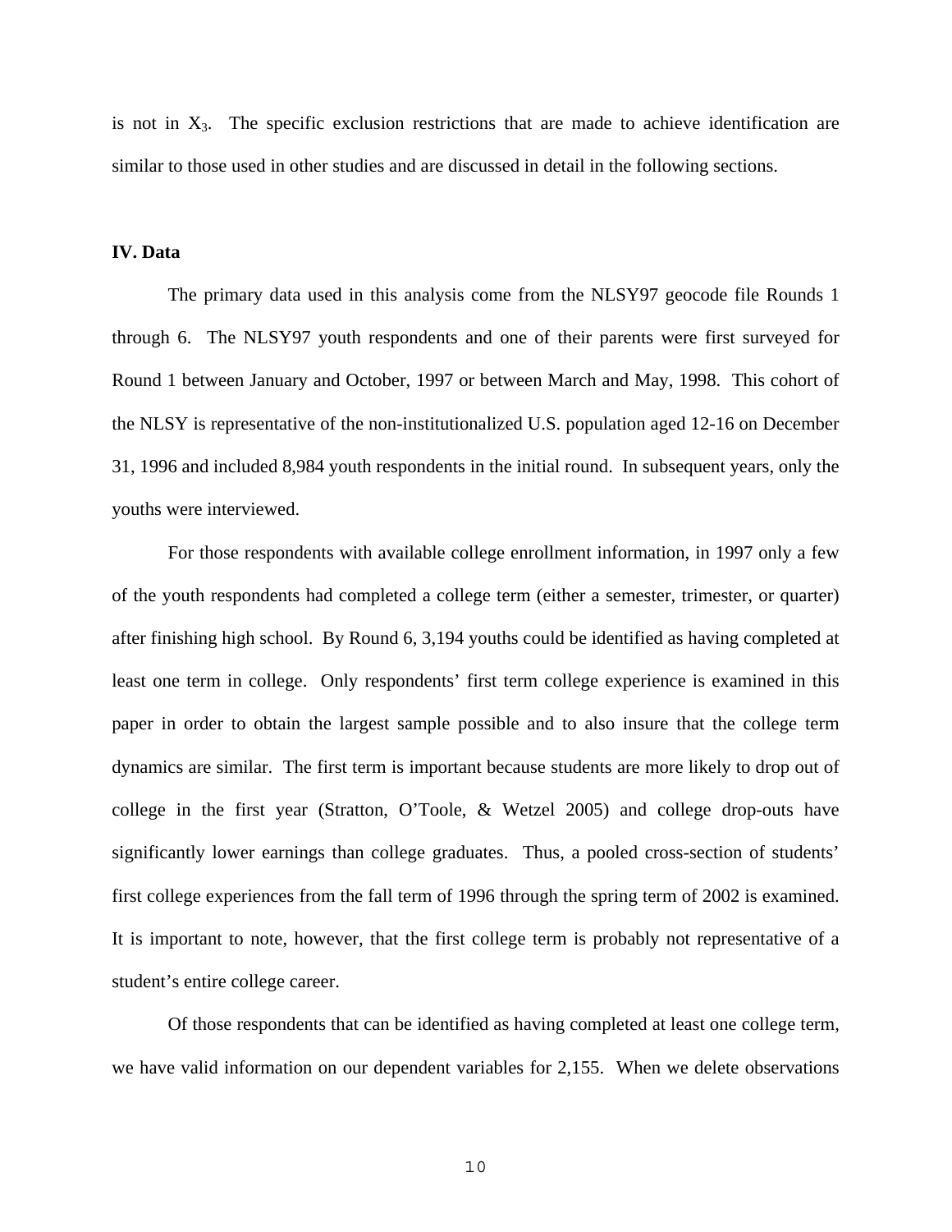is not in $X_3$. The specific exclusion restrictions that are made to achieve identification are similar to those used in other studies and are discussed in detail in the following sections.

## IV. Data

The primary data used in this analysis come from the NLSY97 geocode file Rounds 1 through 6. The NLSY97 youth respondents and one of their parents were first surveyed for Round 1 between January and October, 1997 or between March and May, 1998. This cohort of the NLSY is representative of the non-institutionalized U.S. population aged 12-16 on December 31, 1996 and included 8,984 youth respondents in the initial round. In subsequent years, only the youths were interviewed.

For those respondents with available college enrollment information, in 1997 only a few of the youth respondents had completed a college term (either a semester, trimester, or quarter) after finishing high school. By Round 6, 3,194 youths could be identified as having completed at least one term in college. Only respondents' first term college experience is examined in this paper in order to obtain the largest sample possible and to also insure that the college term dynamics are similar. The first term is important because students are more likely to drop out of college in the first year (Stratton, O'Toole, & Wetzel 2005) and college drop-outs have significantly lower earnings than college graduates. Thus, a pooled cross-section of students' first college experiences from the fall term of 1996 through the spring term of 2002 is examined. It is important to note, however, that the first college term is probably not representative of a student's entire college career.

Of those respondents that can be identified as having completed at least one college term, we have valid information on our dependent variables for 2,155. When we delete observations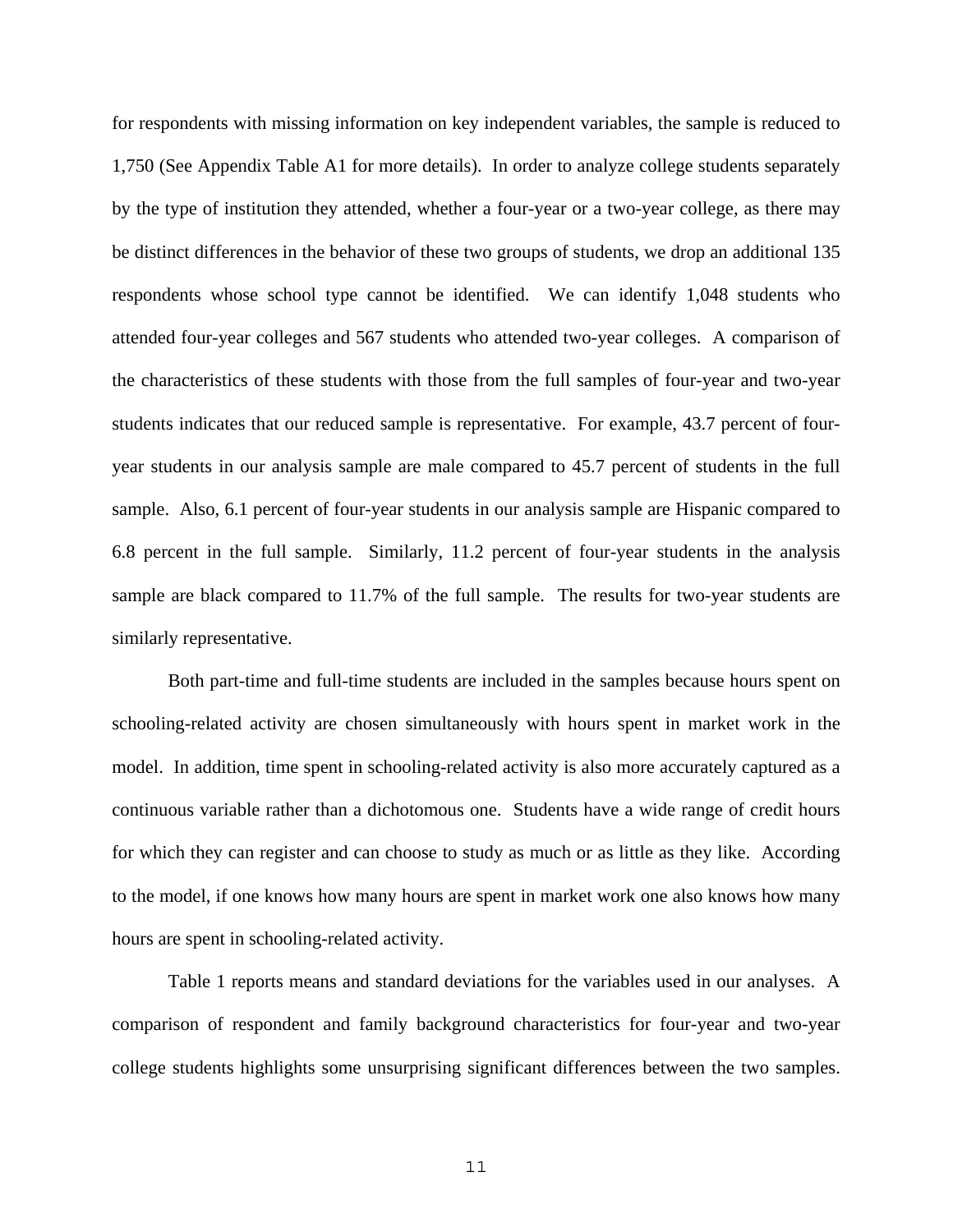for respondents with missing information on key independent variables, the sample is reduced to 1,750 (See Appendix Table A1 for more details). In order to analyze college students separately by the type of institution they attended, whether a four-year or a two-year college, as there may be distinct differences in the behavior of these two groups of students, we drop an additional 135 respondents whose school type cannot be identified. We can identify 1,048 students who attended four-year colleges and 567 students who attended two-year colleges. A comparison of the characteristics of these students with those from the full samples of four-year and two-year students indicates that our reduced sample is representative. For example, 43.7 percent of four-year students in our analysis sample are male compared to 45.7 percent of students in the full sample. Also, 6.1 percent of four-year students in our analysis sample are Hispanic compared to 6.8 percent in the full sample. Similarly, 11.2 percent of four-year students in the analysis sample are black compared to 11.7% of the full sample. The results for two-year students are similarly representative.

Both part-time and full-time students are included in the samples because hours spent on schooling-related activity are chosen simultaneously with hours spent in market work in the model. In addition, time spent in schooling-related activity is also more accurately captured as a continuous variable rather than a dichotomous one. Students have a wide range of credit hours for which they can register and can choose to study as much or as little as they like. According to the model, if one knows how many hours are spent in market work one also knows how many hours are spent in schooling-related activity.

Table 1 reports means and standard deviations for the variables used in our analyses. A comparison of respondent and family background characteristics for four-year and two-year college students highlights some unsurprising significant differences between the two samples.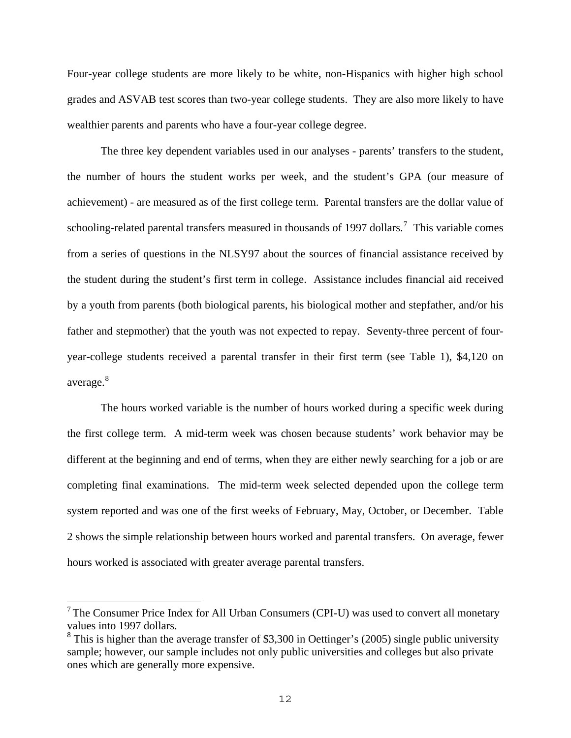Four-year college students are more likely to be white, non-Hispanics with higher high school grades and ASVAB test scores than two-year college students. They are also more likely to have wealthier parents and parents who have a four-year college degree.

The three key dependent variables used in our analyses - parents' transfers to the student, the number of hours the student works per week, and the student's GPA (our measure of achievement) - are measured as of the first college term. Parental transfers are the dollar value of schooling-related parental transfers measured in thousands of 1997 dollars.[7] This variable comes from a series of questions in the NLSY97 about the sources of financial assistance received by the student during the student's first term in college. Assistance includes financial aid received by a youth from parents (both biological parents, his biological mother and stepfather, and/or his father and stepmother) that the youth was not expected to repay. Seventy-three percent of four-year-college students received a parental transfer in their first term (see Table 1), $4,120 on average.[8]

The hours worked variable is the number of hours worked during a specific week during the first college term. A mid-term week was chosen because students' work behavior may be different at the beginning and end of terms, when they are either newly searching for a job or are completing final examinations. The mid-term week selected depended upon the college term system reported and was one of the first weeks of February, May, October, or December. Table 2 shows the simple relationship between hours worked and parental transfers. On average, fewer hours worked is associated with greater average parental transfers.

---

[7] The Consumer Price Index for All Urban Consumers (CPI-U) was used to convert all monetary values into 1997 dollars.

[8] This is higher than the average transfer of $3,300 in Oettinger's (2005) single public university sample; however, our sample includes not only public universities and colleges but also private ones which are generally more expensive.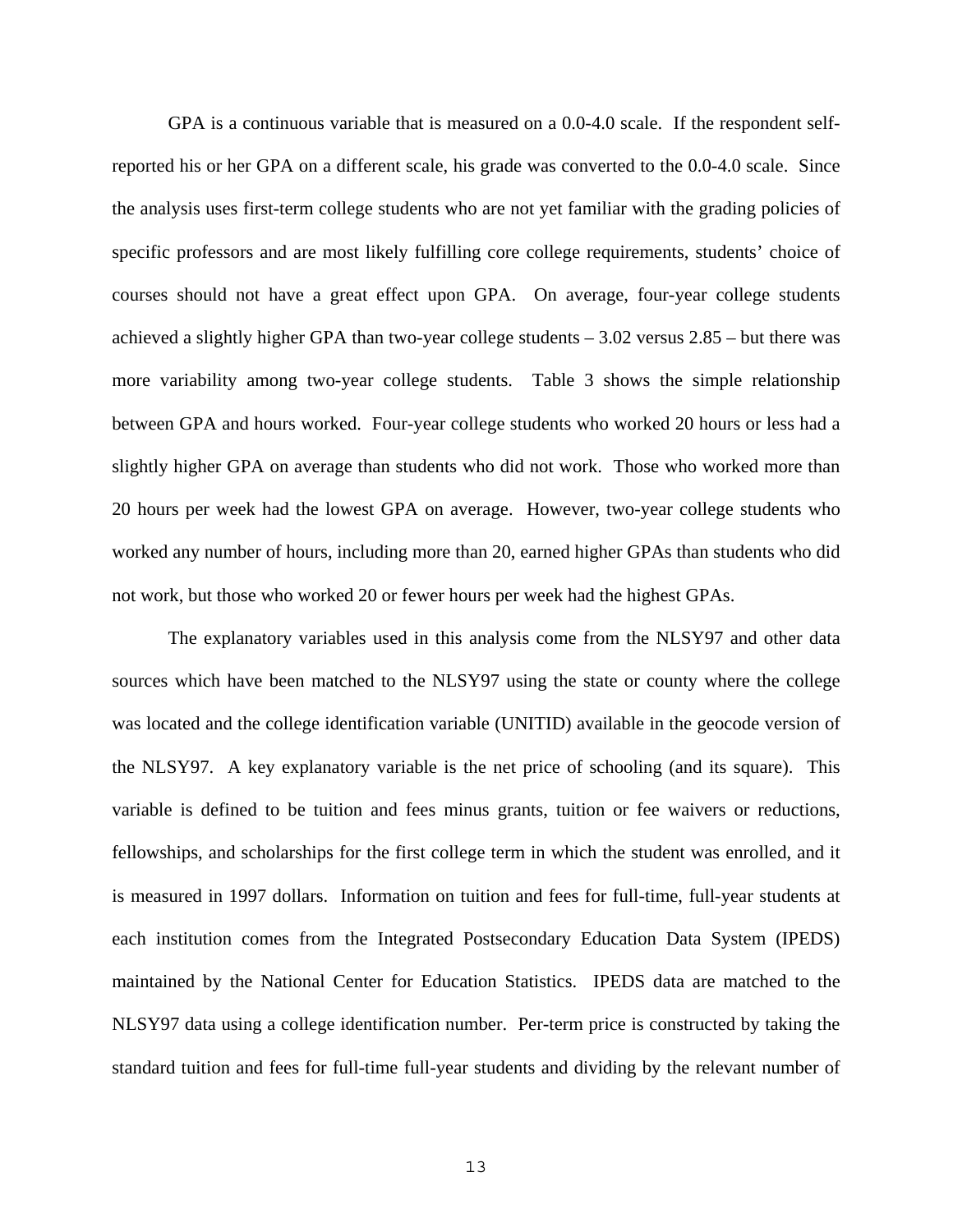GPA is a continuous variable that is measured on a 0.0-4.0 scale. If the respondent self-reported his or her GPA on a different scale, his grade was converted to the 0.0-4.0 scale. Since the analysis uses first-term college students who are not yet familiar with the grading policies of specific professors and are most likely fulfilling core college requirements, students' choice of courses should not have a great effect upon GPA. On average, four-year college students achieved a slightly higher GPA than two-year college students – 3.02 versus 2.85 – but there was more variability among two-year college students. Table 3 shows the simple relationship between GPA and hours worked. Four-year college students who worked 20 hours or less had a slightly higher GPA on average than students who did not work. Those who worked more than 20 hours per week had the lowest GPA on average. However, two-year college students who worked any number of hours, including more than 20, earned higher GPAs than students who did not work, but those who worked 20 or fewer hours per week had the highest GPAs.

The explanatory variables used in this analysis come from the NLSY97 and other data sources which have been matched to the NLSY97 using the state or county where the college was located and the college identification variable (UNITID) available in the geocode version of the NLSY97. A key explanatory variable is the net price of schooling (and its square). This variable is defined to be tuition and fees minus grants, tuition or fee waivers or reductions, fellowships, and scholarships for the first college term in which the student was enrolled, and it is measured in 1997 dollars. Information on tuition and fees for full-time, full-year students at each institution comes from the Integrated Postsecondary Education Data System (IPEDS) maintained by the National Center for Education Statistics. IPEDS data are matched to the NLSY97 data using a college identification number. Per-term price is constructed by taking the standard tuition and fees for full-time full-year students and dividing by the relevant number of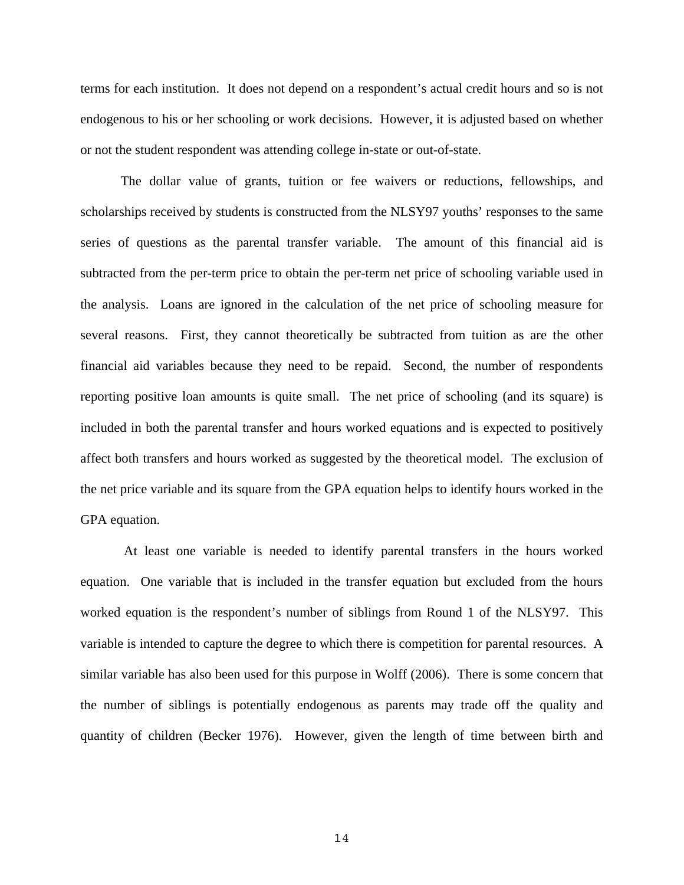terms for each institution. It does not depend on a respondent's actual credit hours and so is not endogenous to his or her schooling or work decisions. However, it is adjusted based on whether or not the student respondent was attending college in-state or out-of-state.

The dollar value of grants, tuition or fee waivers or reductions, fellowships, and scholarships received by students is constructed from the NLSY97 youths' responses to the same series of questions as the parental transfer variable. The amount of this financial aid is subtracted from the per-term price to obtain the per-term net price of schooling variable used in the analysis. Loans are ignored in the calculation of the net price of schooling measure for several reasons. First, they cannot theoretically be subtracted from tuition as are the other financial aid variables because they need to be repaid. Second, the number of respondents reporting positive loan amounts is quite small. The net price of schooling (and its square) is included in both the parental transfer and hours worked equations and is expected to positively affect both transfers and hours worked as suggested by the theoretical model. The exclusion of the net price variable and its square from the GPA equation helps to identify hours worked in the GPA equation.

At least one variable is needed to identify parental transfers in the hours worked equation. One variable that is included in the transfer equation but excluded from the hours worked equation is the respondent's number of siblings from Round 1 of the NLSY97. This variable is intended to capture the degree to which there is competition for parental resources. A similar variable has also been used for this purpose in Wolff (2006). There is some concern that the number of siblings is potentially endogenous as parents may trade off the quality and quantity of children (Becker 1976). However, given the length of time between birth and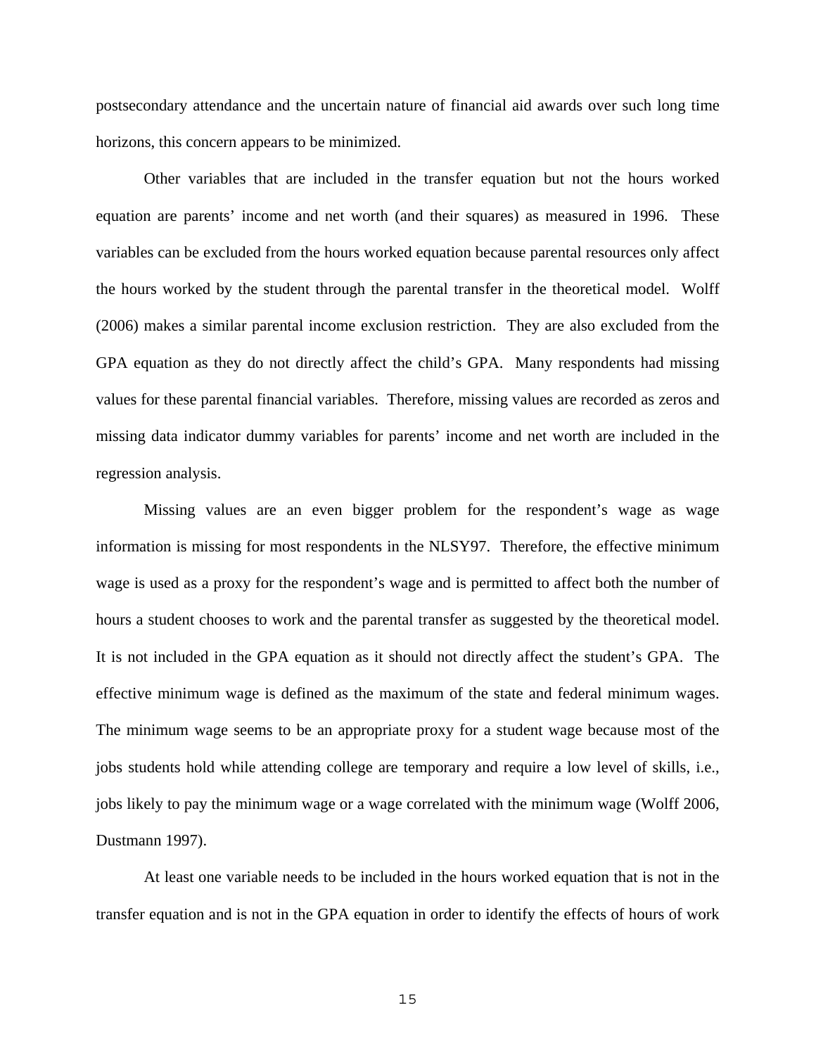postsecondary attendance and the uncertain nature of financial aid awards over such long time horizons, this concern appears to be minimized.

Other variables that are included in the transfer equation but not the hours worked equation are parents' income and net worth (and their squares) as measured in 1996. These variables can be excluded from the hours worked equation because parental resources only affect the hours worked by the student through the parental transfer in the theoretical model. Wolff (2006) makes a similar parental income exclusion restriction. They are also excluded from the GPA equation as they do not directly affect the child's GPA. Many respondents had missing values for these parental financial variables. Therefore, missing values are recorded as zeros and missing data indicator dummy variables for parents' income and net worth are included in the regression analysis.

Missing values are an even bigger problem for the respondent's wage as wage information is missing for most respondents in the NLSY97. Therefore, the effective minimum wage is used as a proxy for the respondent's wage and is permitted to affect both the number of hours a student chooses to work and the parental transfer as suggested by the theoretical model. It is not included in the GPA equation as it should not directly affect the student's GPA. The effective minimum wage is defined as the maximum of the state and federal minimum wages. The minimum wage seems to be an appropriate proxy for a student wage because most of the jobs students hold while attending college are temporary and require a low level of skills, i.e., jobs likely to pay the minimum wage or a wage correlated with the minimum wage (Wolff 2006, Dustmann 1997).

At least one variable needs to be included in the hours worked equation that is not in the transfer equation and is not in the GPA equation in order to identify the effects of hours of work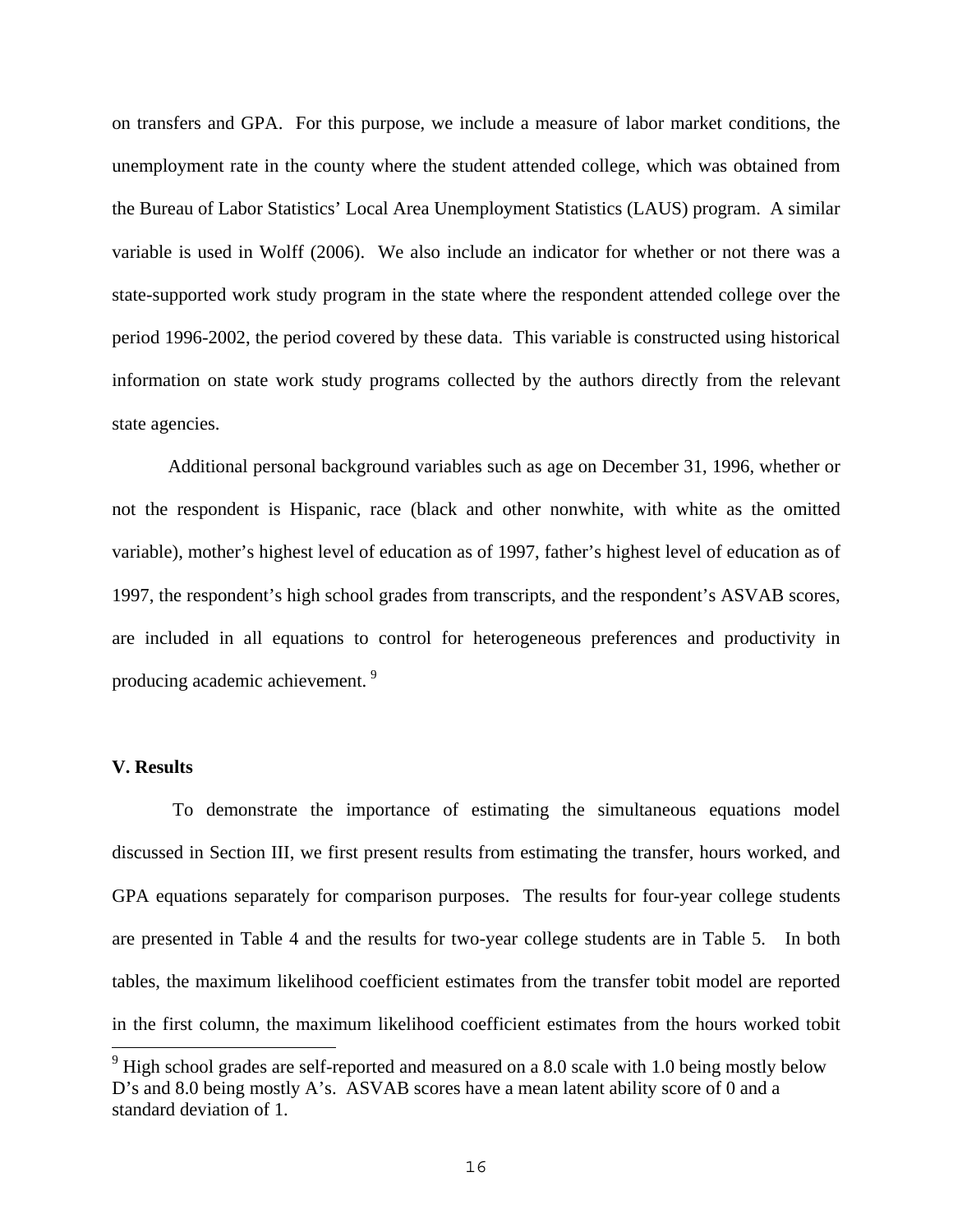on transfers and GPA. For this purpose, we include a measure of labor market conditions, the unemployment rate in the county where the student attended college, which was obtained from the Bureau of Labor Statistics' Local Area Unemployment Statistics (LAUS) program. A similar variable is used in Wolff (2006). We also include an indicator for whether or not there was a state-supported work study program in the state where the respondent attended college over the period 1996-2002, the period covered by these data. This variable is constructed using historical information on state work study programs collected by the authors directly from the relevant state agencies.

Additional personal background variables such as age on December 31, 1996, whether or not the respondent is Hispanic, race (black and other nonwhite, with white as the omitted variable), mother's highest level of education as of 1997, father's highest level of education as of 1997, the respondent's high school grades from transcripts, and the respondent's ASVAB scores, are included in all equations to control for heterogeneous preferences and productivity in producing academic achievement. [9]

## V. Results

To demonstrate the importance of estimating the simultaneous equations model discussed in Section III, we first present results from estimating the transfer, hours worked, and GPA equations separately for comparison purposes. The results for four-year college students are presented in Table 4 and the results for two-year college students are in Table 5. In both tables, the maximum likelihood coefficient estimates from the transfer tobit model are reported in the first column, the maximum likelihood coefficient estimates from the hours worked tobit

[9] High school grades are self-reported and measured on a 8.0 scale with 1.0 being mostly below D's and 8.0 being mostly A's. ASVAB scores have a mean latent ability score of 0 and a standard deviation of 1.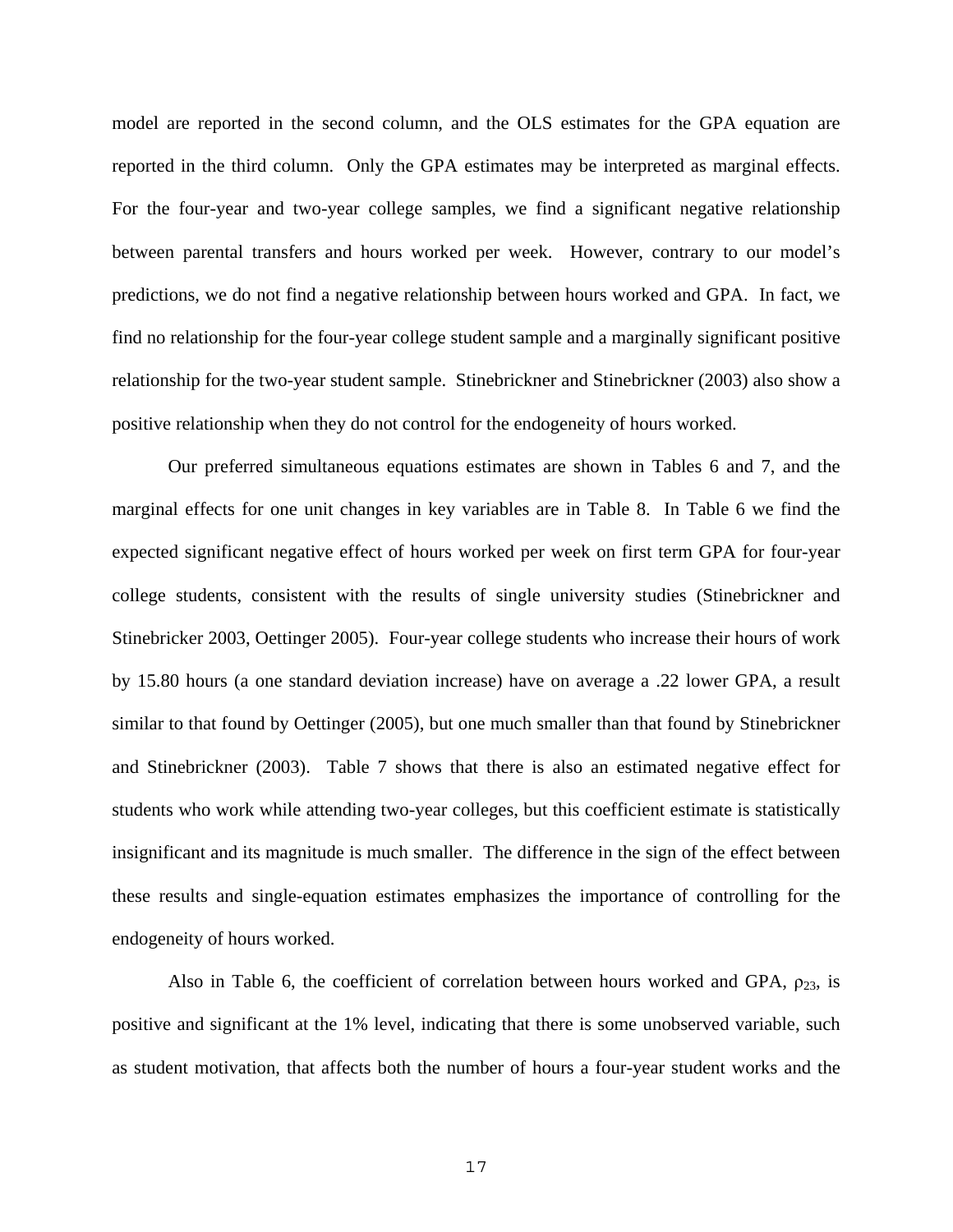model are reported in the second column, and the OLS estimates for the GPA equation are reported in the third column. Only the GPA estimates may be interpreted as marginal effects. For the four-year and two-year college samples, we find a significant negative relationship between parental transfers and hours worked per week. However, contrary to our model's predictions, we do not find a negative relationship between hours worked and GPA. In fact, we find no relationship for the four-year college student sample and a marginally significant positive relationship for the two-year student sample. Stinebrickner and Stinebrickner (2003) also show a positive relationship when they do not control for the endogeneity of hours worked.

Our preferred simultaneous equations estimates are shown in Tables 6 and 7, and the marginal effects for one unit changes in key variables are in Table 8. In Table 6 we find the expected significant negative effect of hours worked per week on first term GPA for four-year college students, consistent with the results of single university studies (Stinebrickner and Stinebricker 2003, Oettinger 2005). Four-year college students who increase their hours of work by 15.80 hours (a one standard deviation increase) have on average a .22 lower GPA, a result similar to that found by Oettinger (2005), but one much smaller than that found by Stinebrickner and Stinebrickner (2003). Table 7 shows that there is also an estimated negative effect for students who work while attending two-year colleges, but this coefficient estimate is statistically insignificant and its magnitude is much smaller. The difference in the sign of the effect between these results and single-equation estimates emphasizes the importance of controlling for the endogeneity of hours worked.

Also in Table 6, the coefficient of correlation between hours worked and GPA, $\rho_{23}$, is positive and significant at the 1% level, indicating that there is some unobserved variable, such as student motivation, that affects both the number of hours a four-year student works and the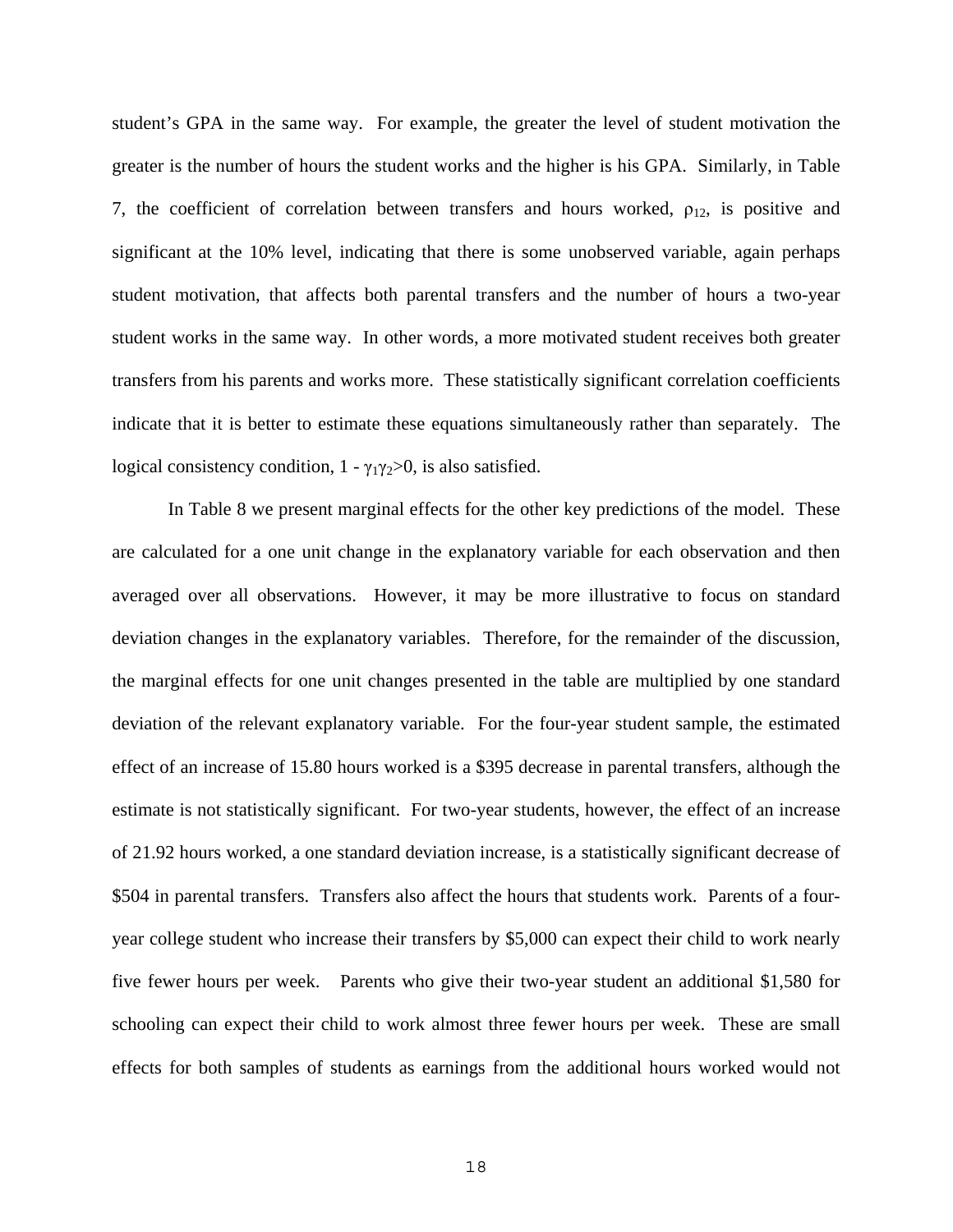student's GPA in the same way. For example, the greater the level of student motivation the greater is the number of hours the student works and the higher is his GPA. Similarly, in Table 7, the coefficient of correlation between transfers and hours worked, $\rho_{12}$, is positive and significant at the 10% level, indicating that there is some unobserved variable, again perhaps student motivation, that affects both parental transfers and the number of hours a two-year student works in the same way. In other words, a more motivated student receives both greater transfers from his parents and works more. These statistically significant correlation coefficients indicate that it is better to estimate these equations simultaneously rather than separately. The logical consistency condition, $1 - \gamma_1\gamma_2 > 0$, is also satisfied.

In Table 8 we present marginal effects for the other key predictions of the model. These are calculated for a one unit change in the explanatory variable for each observation and then averaged over all observations. However, it may be more illustrative to focus on standard deviation changes in the explanatory variables. Therefore, for the remainder of the discussion, the marginal effects for one unit changes presented in the table are multiplied by one standard deviation of the relevant explanatory variable. For the four-year student sample, the estimated effect of an increase of 15.80 hours worked is a $395 decrease in parental transfers, although the estimate is not statistically significant. For two-year students, however, the effect of an increase of 21.92 hours worked, a one standard deviation increase, is a statistically significant decrease of $504 in parental transfers. Transfers also affect the hours that students work. Parents of a four-year college student who increase their transfers by $5,000 can expect their child to work nearly five fewer hours per week. Parents who give their two-year student an additional $1,580 for schooling can expect their child to work almost three fewer hours per week. These are small effects for both samples of students as earnings from the additional hours worked would not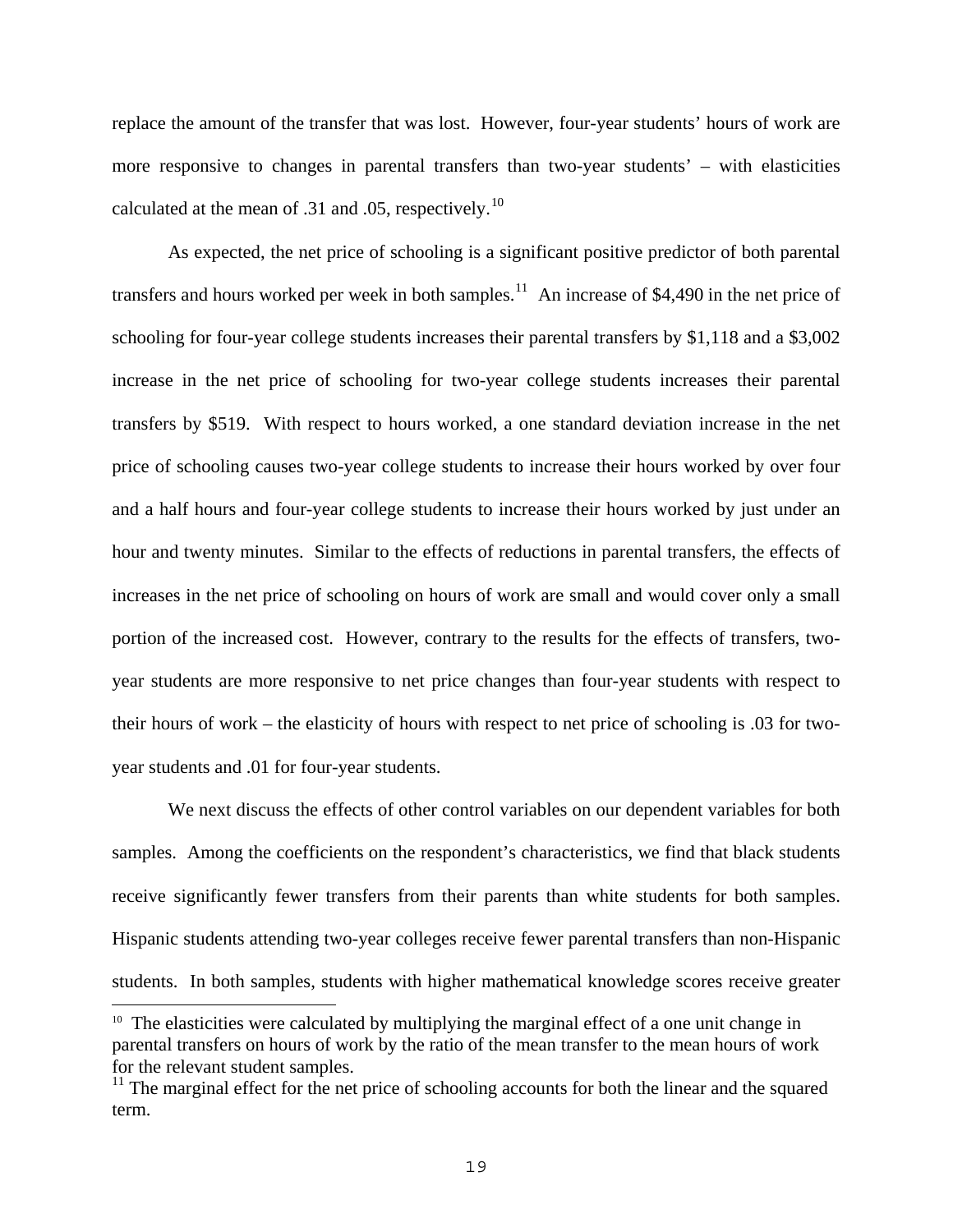replace the amount of the transfer that was lost. However, four-year students' hours of work are more responsive to changes in parental transfers than two-year students' – with elasticities calculated at the mean of .31 and .05, respectively.[10]

As expected, the net price of schooling is a significant positive predictor of both parental transfers and hours worked per week in both samples.[11] An increase of \$4,490 in the net price of schooling for four-year college students increases their parental transfers by \$1,118 and a \$3,002 increase in the net price of schooling for two-year college students increases their parental transfers by \$519. With respect to hours worked, a one standard deviation increase in the net price of schooling causes two-year college students to increase their hours worked by over four and a half hours and four-year college students to increase their hours worked by just under an hour and twenty minutes. Similar to the effects of reductions in parental transfers, the effects of increases in the net price of schooling on hours of work are small and would cover only a small portion of the increased cost. However, contrary to the results for the effects of transfers, two-year students are more responsive to net price changes than four-year students with respect to their hours of work – the elasticity of hours with respect to net price of schooling is .03 for two-year students and .01 for four-year students.

We next discuss the effects of other control variables on our dependent variables for both samples. Among the coefficients on the respondent's characteristics, we find that black students receive significantly fewer transfers from their parents than white students for both samples. Hispanic students attending two-year colleges receive fewer parental transfers than non-Hispanic students. In both samples, students with higher mathematical knowledge scores receive greater

---

[10] The elasticities were calculated by multiplying the marginal effect of a one unit change in parental transfers on hours of work by the ratio of the mean transfer to the mean hours of work for the relevant student samples.

[11] The marginal effect for the net price of schooling accounts for both the linear and the squared term.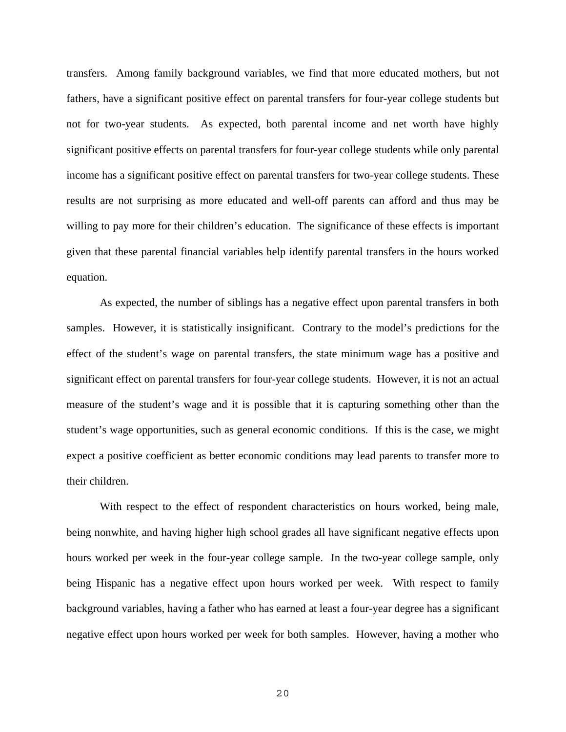transfers. Among family background variables, we find that more educated mothers, but not fathers, have a significant positive effect on parental transfers for four-year college students but not for two-year students. As expected, both parental income and net worth have highly significant positive effects on parental transfers for four-year college students while only parental income has a significant positive effect on parental transfers for two-year college students. These results are not surprising as more educated and well-off parents can afford and thus may be willing to pay more for their children's education. The significance of these effects is important given that these parental financial variables help identify parental transfers in the hours worked equation.

As expected, the number of siblings has a negative effect upon parental transfers in both samples. However, it is statistically insignificant. Contrary to the model's predictions for the effect of the student's wage on parental transfers, the state minimum wage has a positive and significant effect on parental transfers for four-year college students. However, it is not an actual measure of the student's wage and it is possible that it is capturing something other than the student's wage opportunities, such as general economic conditions. If this is the case, we might expect a positive coefficient as better economic conditions may lead parents to transfer more to their children.

With respect to the effect of respondent characteristics on hours worked, being male, being nonwhite, and having higher high school grades all have significant negative effects upon hours worked per week in the four-year college sample. In the two-year college sample, only being Hispanic has a negative effect upon hours worked per week. With respect to family background variables, having a father who has earned at least a four-year degree has a significant negative effect upon hours worked per week for both samples. However, having a mother who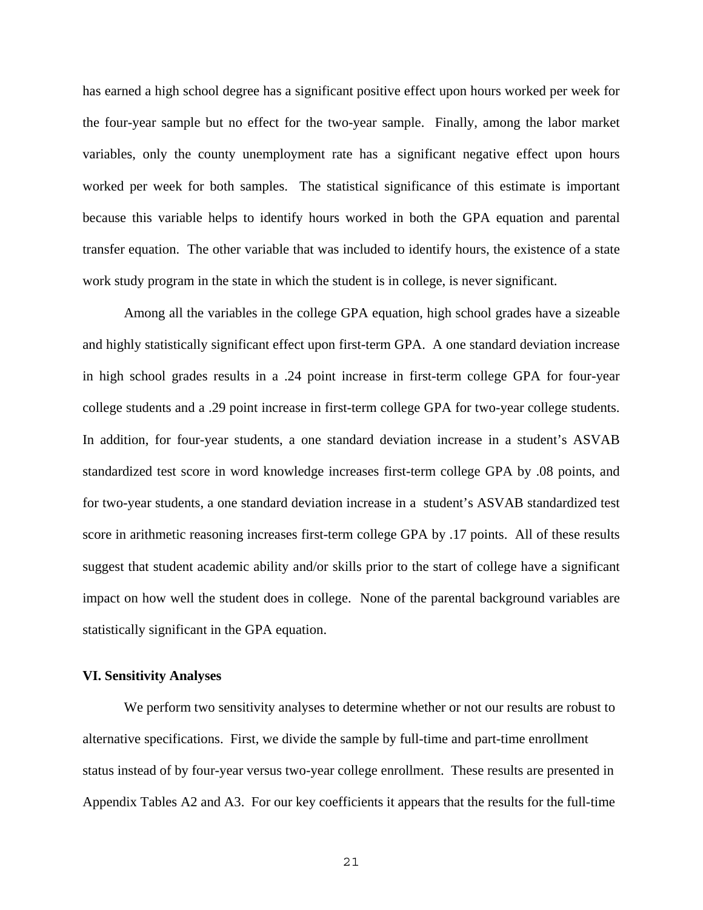has earned a high school degree has a significant positive effect upon hours worked per week for the four-year sample but no effect for the two-year sample. Finally, among the labor market variables, only the county unemployment rate has a significant negative effect upon hours worked per week for both samples. The statistical significance of this estimate is important because this variable helps to identify hours worked in both the GPA equation and parental transfer equation. The other variable that was included to identify hours, the existence of a state work study program in the state in which the student is in college, is never significant.

Among all the variables in the college GPA equation, high school grades have a sizeable and highly statistically significant effect upon first-term GPA. A one standard deviation increase in high school grades results in a .24 point increase in first-term college GPA for four-year college students and a .29 point increase in first-term college GPA for two-year college students. In addition, for four-year students, a one standard deviation increase in a student's ASVAB standardized test score in word knowledge increases first-term college GPA by .08 points, and for two-year students, a one standard deviation increase in a student's ASVAB standardized test score in arithmetic reasoning increases first-term college GPA by .17 points. All of these results suggest that student academic ability and/or skills prior to the start of college have a significant impact on how well the student does in college. None of the parental background variables are statistically significant in the GPA equation.

## VI. Sensitivity Analyses

We perform two sensitivity analyses to determine whether or not our results are robust to alternative specifications. First, we divide the sample by full-time and part-time enrollment status instead of by four-year versus two-year college enrollment. These results are presented in Appendix Tables A2 and A3. For our key coefficients it appears that the results for the full-time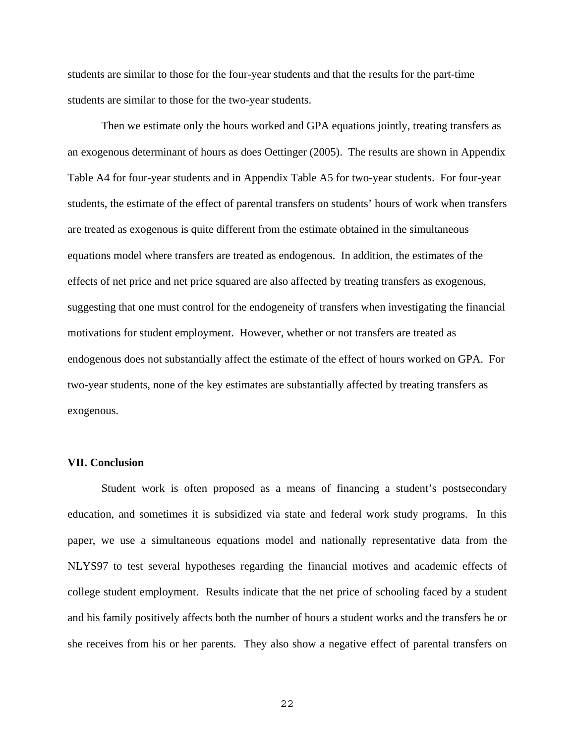students are similar to those for the four-year students and that the results for the part-time students are similar to those for the two-year students.

Then we estimate only the hours worked and GPA equations jointly, treating transfers as an exogenous determinant of hours as does Oettinger (2005). The results are shown in Appendix Table A4 for four-year students and in Appendix Table A5 for two-year students. For four-year students, the estimate of the effect of parental transfers on students' hours of work when transfers are treated as exogenous is quite different from the estimate obtained in the simultaneous equations model where transfers are treated as endogenous. In addition, the estimates of the effects of net price and net price squared are also affected by treating transfers as exogenous, suggesting that one must control for the endogeneity of transfers when investigating the financial motivations for student employment. However, whether or not transfers are treated as endogenous does not substantially affect the estimate of the effect of hours worked on GPA. For two-year students, none of the key estimates are substantially affected by treating transfers as exogenous.

## VII. Conclusion

Student work is often proposed as a means of financing a student's postsecondary education, and sometimes it is subsidized via state and federal work study programs. In this paper, we use a simultaneous equations model and nationally representative data from the NLYS97 to test several hypotheses regarding the financial motives and academic effects of college student employment. Results indicate that the net price of schooling faced by a student and his family positively affects both the number of hours a student works and the transfers he or she receives from his or her parents. They also show a negative effect of parental transfers on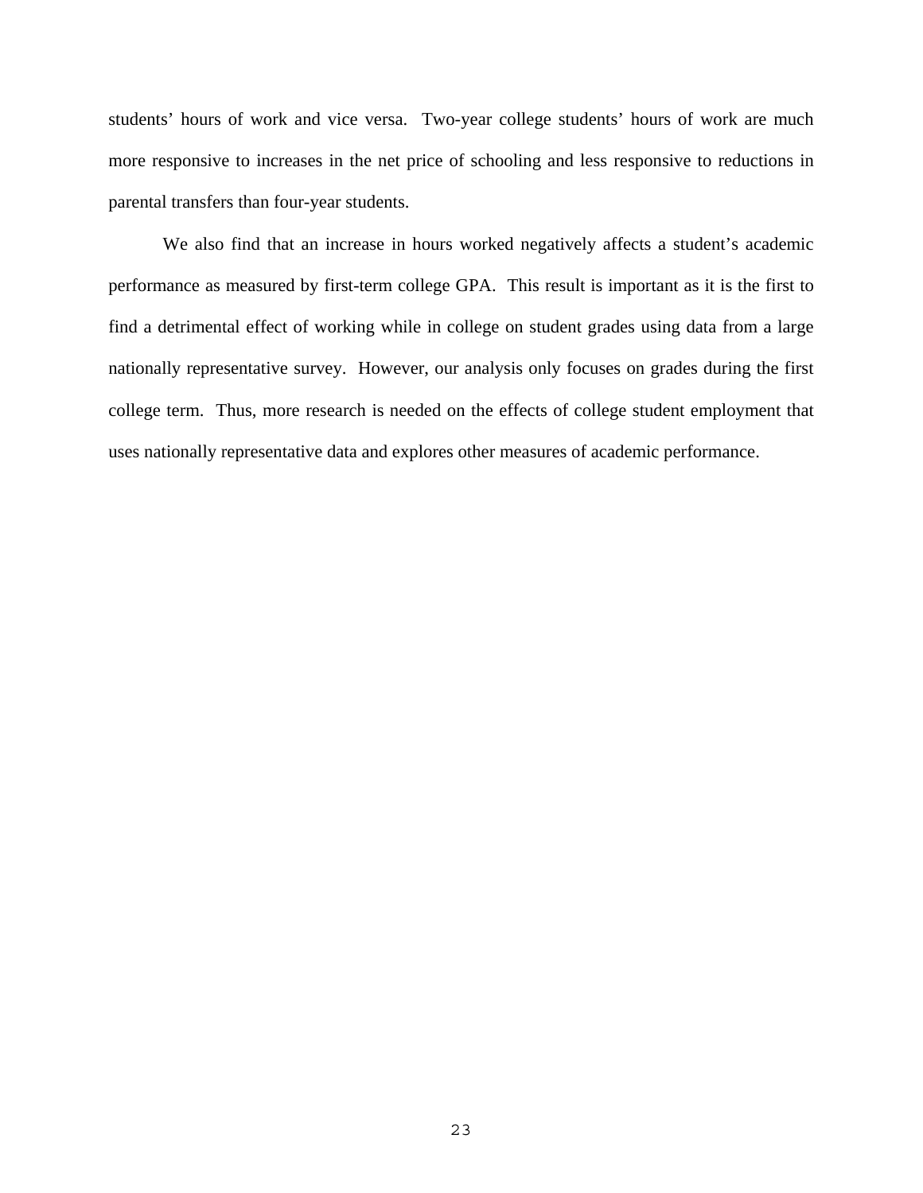students' hours of work and vice versa. Two-year college students' hours of work are much more responsive to increases in the net price of schooling and less responsive to reductions in parental transfers than four-year students.

We also find that an increase in hours worked negatively affects a student's academic performance as measured by first-term college GPA. This result is important as it is the first to find a detrimental effect of working while in college on student grades using data from a large nationally representative survey. However, our analysis only focuses on grades during the first college term. Thus, more research is needed on the effects of college student employment that uses nationally representative data and explores other measures of academic performance.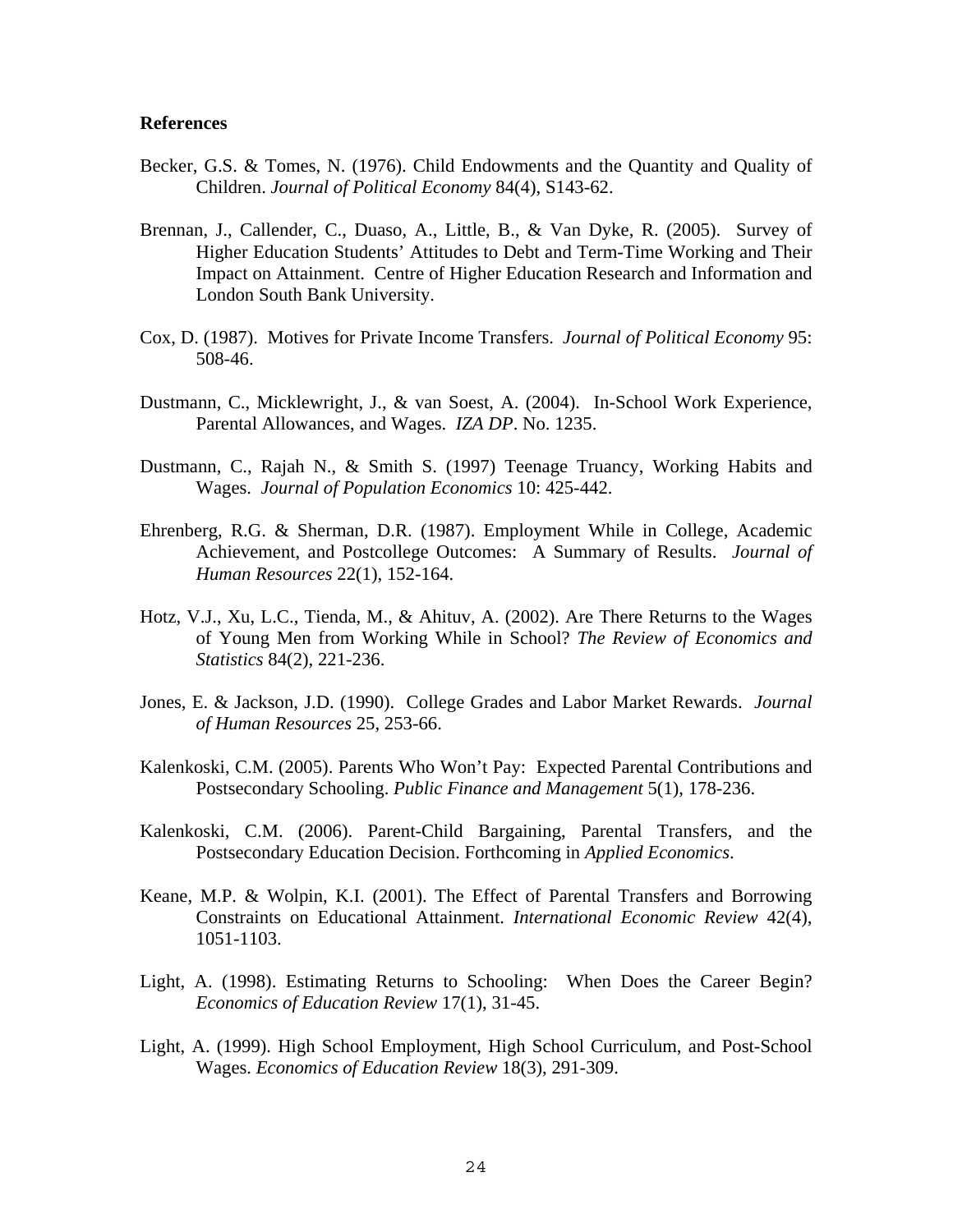**References**

Becker, G.S. & Tomes, N. (1976). Child Endowments and the Quantity and Quality of Children. *Journal of Political Economy* 84(4), S143-62.

Brennan, J., Callender, C., Duaso, A., Little, B., & Van Dyke, R. (2005). Survey of Higher Education Students' Attitudes to Debt and Term-Time Working and Their Impact on Attainment. Centre of Higher Education Research and Information and London South Bank University.

Cox, D. (1987). Motives for Private Income Transfers. *Journal of Political Economy* 95: 508-46.

Dustmann, C., Micklewright, J., & van Soest, A. (2004). In-School Work Experience, Parental Allowances, and Wages. *IZA DP*. No. 1235.

Dustmann, C., Rajah N., & Smith S. (1997) Teenage Truancy, Working Habits and Wages. *Journal of Population Economics* 10: 425-442.

Ehrenberg, R.G. & Sherman, D.R. (1987). Employment While in College, Academic Achievement, and Postcollege Outcomes: A Summary of Results. *Journal of Human Resources* 22(1), 152-164.

Hotz, V.J., Xu, L.C., Tienda, M., & Ahituv, A. (2002). Are There Returns to the Wages of Young Men from Working While in School? *The Review of Economics and Statistics* 84(2), 221-236.

Jones, E. & Jackson, J.D. (1990). College Grades and Labor Market Rewards. *Journal of Human Resources* 25, 253-66.

Kalenkoski, C.M. (2005). Parents Who Won't Pay: Expected Parental Contributions and Postsecondary Schooling. *Public Finance and Management* 5(1), 178-236.

Kalenkoski, C.M. (2006). Parent-Child Bargaining, Parental Transfers, and the Postsecondary Education Decision. Forthcoming in *Applied Economics*.

Keane, M.P. & Wolpin, K.I. (2001). The Effect of Parental Transfers and Borrowing Constraints on Educational Attainment. *International Economic Review* 42(4), 1051-1103.

Light, A. (1998). Estimating Returns to Schooling: When Does the Career Begin? *Economics of Education Review* 17(1), 31-45.

Light, A. (1999). High School Employment, High School Curriculum, and Post-School Wages. *Economics of Education Review* 18(3), 291-309.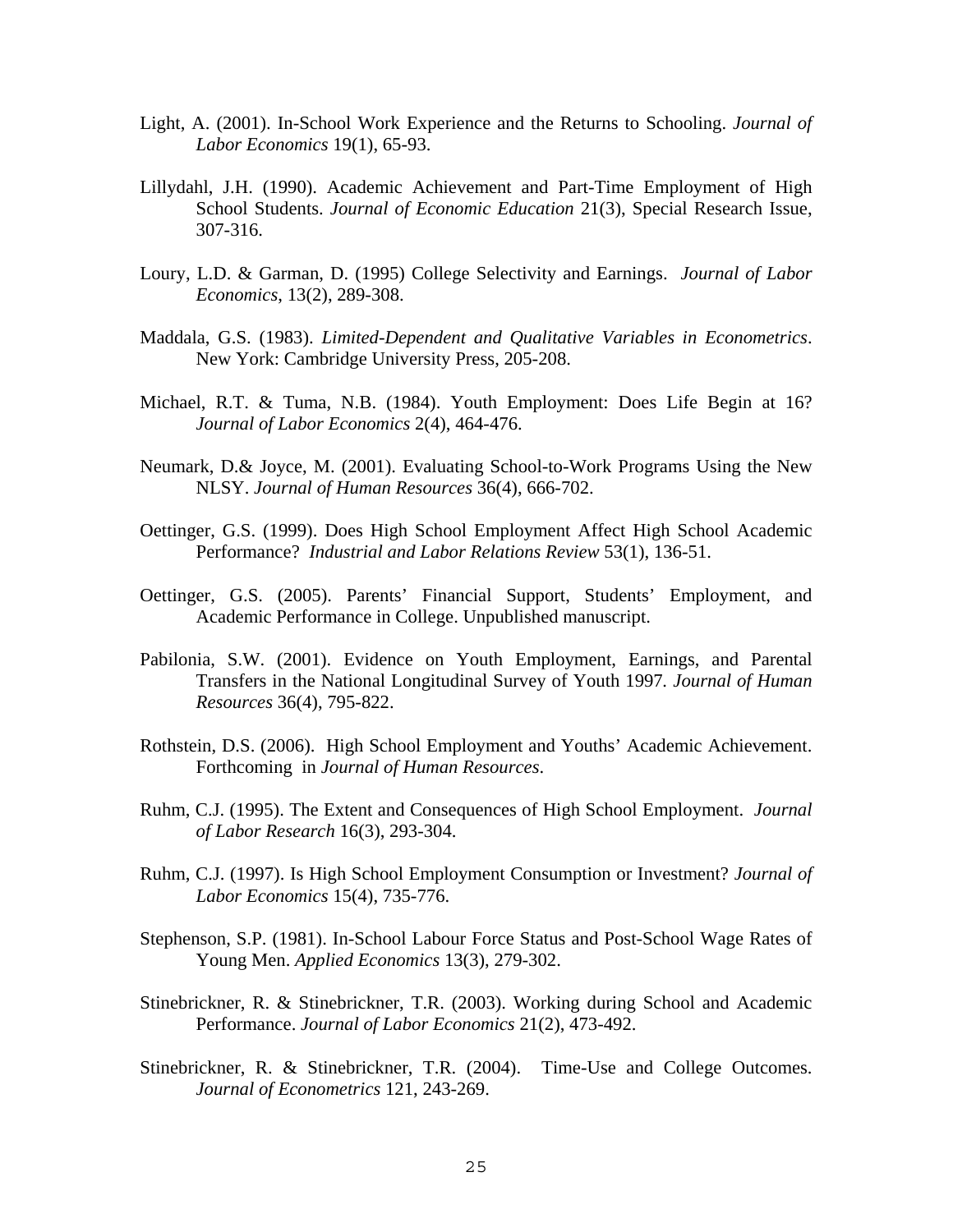Light, A. (2001). In-School Work Experience and the Returns to Schooling. *Journal of Labor Economics* 19(1), 65-93.

Lillydahl, J.H. (1990). Academic Achievement and Part-Time Employment of High School Students. *Journal of Economic Education* 21(3), Special Research Issue, 307-316.

Loury, L.D. & Garman, D. (1995) College Selectivity and Earnings. *Journal of Labor Economics*, 13(2), 289-308.

Maddala, G.S. (1983). *Limited-Dependent and Qualitative Variables in Econometrics*. New York: Cambridge University Press, 205-208.

Michael, R.T. & Tuma, N.B. (1984). Youth Employment: Does Life Begin at 16? *Journal of Labor Economics* 2(4), 464-476.

Neumark, D.& Joyce, M. (2001). Evaluating School-to-Work Programs Using the New NLSY. *Journal of Human Resources* 36(4), 666-702.

Oettinger, G.S. (1999). Does High School Employment Affect High School Academic Performance? *Industrial and Labor Relations Review* 53(1), 136-51.

Oettinger, G.S. (2005). Parents' Financial Support, Students' Employment, and Academic Performance in College. Unpublished manuscript.

Pabilonia, S.W. (2001). Evidence on Youth Employment, Earnings, and Parental Transfers in the National Longitudinal Survey of Youth 1997. *Journal of Human Resources* 36(4), 795-822.

Rothstein, D.S. (2006). High School Employment and Youths' Academic Achievement. Forthcoming in *Journal of Human Resources*.

Ruhm, C.J. (1995). The Extent and Consequences of High School Employment. *Journal of Labor Research* 16(3), 293-304.

Ruhm, C.J. (1997). Is High School Employment Consumption or Investment? *Journal of Labor Economics* 15(4), 735-776.

Stephenson, S.P. (1981). In-School Labour Force Status and Post-School Wage Rates of Young Men. *Applied Economics* 13(3), 279-302.

Stinebrickner, R. & Stinebrickner, T.R. (2003). Working during School and Academic Performance. *Journal of Labor Economics* 21(2), 473-492.

Stinebrickner, R. & Stinebrickner, T.R. (2004). Time-Use and College Outcomes. *Journal of Econometrics* 121, 243-269.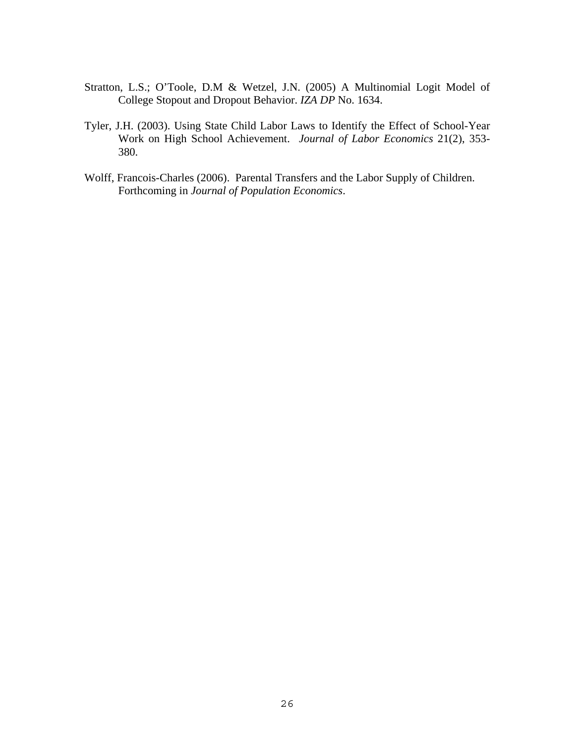Stratton, L.S.; O'Toole, D.M & Wetzel, J.N. (2005) A Multinomial Logit Model of College Stopout and Dropout Behavior. *IZA DP* No. 1634.

Tyler, J.H. (2003). Using State Child Labor Laws to Identify the Effect of School-Year Work on High School Achievement. *Journal of Labor Economics* 21(2), 353-380.

Wolff, Francois-Charles (2006). Parental Transfers and the Labor Supply of Children. Forthcoming in *Journal of Population Economics*.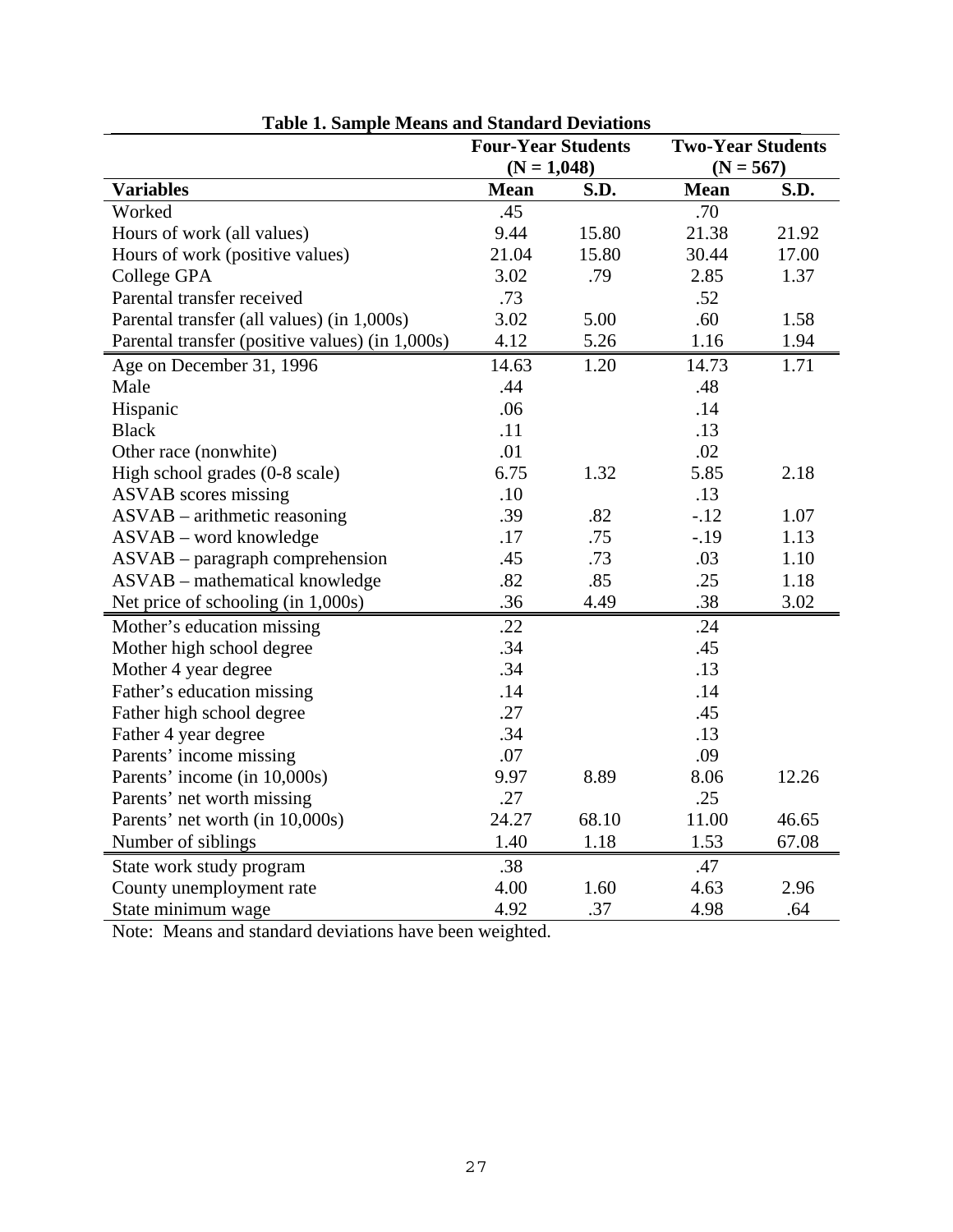**Table 1. Sample Means and Standard Deviations**

| | Four-Year Students (N = 1,048) | | Two-Year Students (N = 567) | |
|---|---|---|---|---|
| **Variables** | **Mean** | **S.D.** | **Mean** | **S.D.** |
| Worked | .45 | | .70 | |
| Hours of work (all values) | 9.44 | 15.80 | 21.38 | 21.92 |
| Hours of work (positive values) | 21.04 | 15.80 | 30.44 | 17.00 |
| College GPA | 3.02 | .79 | 2.85 | 1.37 |
| Parental transfer received | .73 | | .52 | |
| Parental transfer (all values) (in 1,000s) | 3.02 | 5.00 | .60 | 1.58 |
| Parental transfer (positive values) (in 1,000s) | 4.12 | 5.26 | 1.16 | 1.94 |
| Age on December 31, 1996 | 14.63 | 1.20 | 14.73 | 1.71 |
| Male | .44 | | .48 | |
| Hispanic | .06 | | .14 | |
| Black | .11 | | .13 | |
| Other race (nonwhite) | .01 | | .02 | |
| High school grades (0-8 scale) | 6.75 | 1.32 | 5.85 | 2.18 |
| ASVAB scores missing | .10 | | .13 | |
| ASVAB – arithmetic reasoning | .39 | .82 | -.12 | 1.07 |
| ASVAB – word knowledge | .17 | .75 | -.19 | 1.13 |
| ASVAB – paragraph comprehension | .45 | .73 | .03 | 1.10 |
| ASVAB – mathematical knowledge | .82 | .85 | .25 | 1.18 |
| Net price of schooling (in 1,000s) | .36 | 4.49 | .38 | 3.02 |
| Mother's education missing | .22 | | .24 | |
| Mother high school degree | .34 | | .45 | |
| Mother 4 year degree | .34 | | .13 | |
| Father's education missing | .14 | | .14 | |
| Father high school degree | .27 | | .45 | |
| Father 4 year degree | .34 | | .13 | |
| Parents' income missing | .07 | | .09 | |
| Parents' income (in 10,000s) | 9.97 | 8.89 | 8.06 | 12.26 |
| Parents' net worth missing | .27 | | .25 | |
| Parents' net worth (in 10,000s) | 24.27 | 68.10 | 11.00 | 46.65 |
| Number of siblings | 1.40 | 1.18 | 1.53 | 67.08 |
| State work study program | .38 | | .47 | |
| County unemployment rate | 4.00 | 1.60 | 4.63 | 2.96 |
| State minimum wage | 4.92 | .37 | 4.98 | .64 |

Note: Means and standard deviations have been weighted.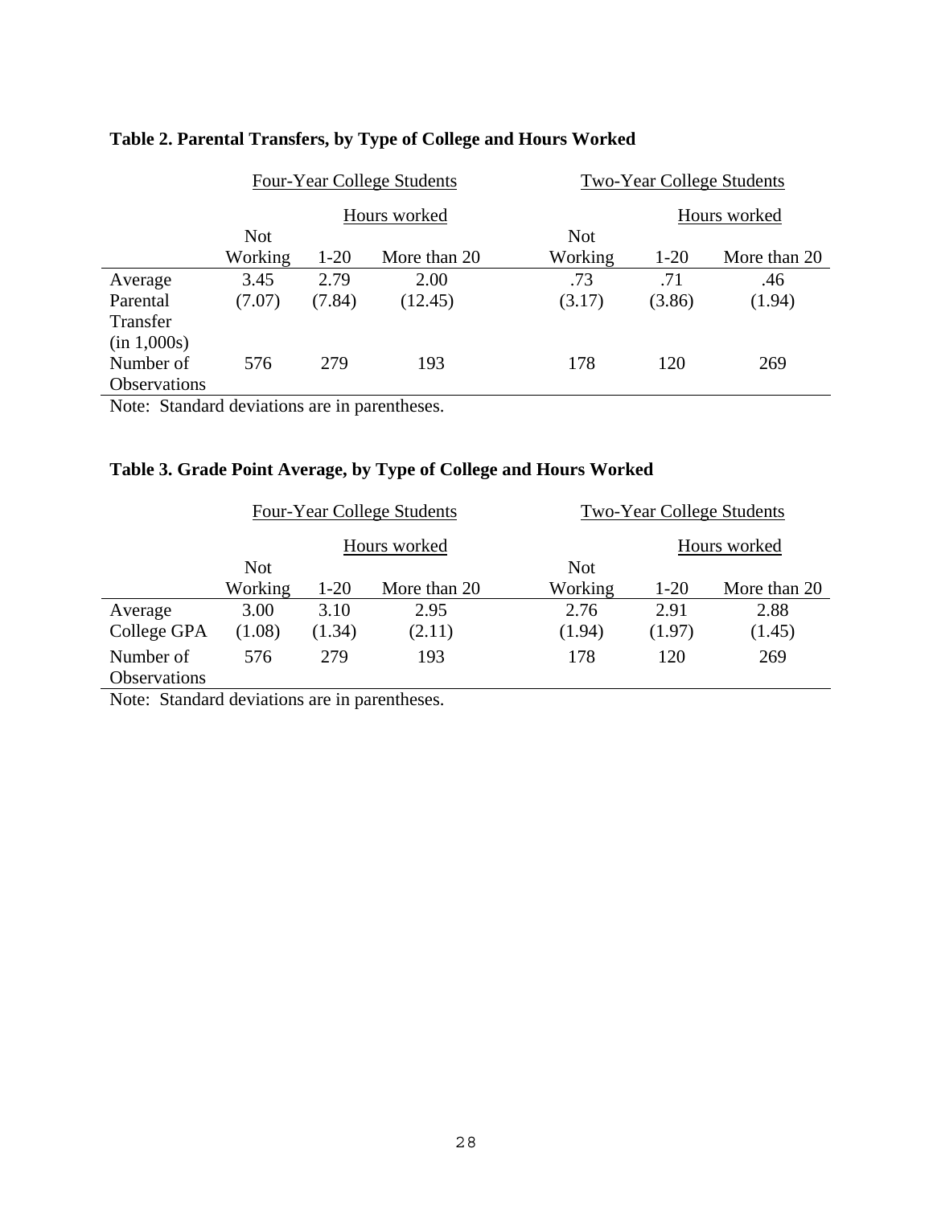**Table 2. Parental Transfers, by Type of College and Hours Worked**

| | Four-Year College Students | | | Two-Year College Students | | |
|---|---|---|---|---|---|---|
| | | Hours worked | | | Hours worked | |
| | Not Working | 1-20 | More than 20 | Not Working | 1-20 | More than 20 |
| Average Parental Transfer (in 1,000s) | 3.45 (7.07) | 2.79 (7.84) | 2.00 (12.45) | .73 (3.17) | .71 (3.86) | .46 (1.94) |
| Number of Observations | 576 | 279 | 193 | 178 | 120 | 269 |

Note: Standard deviations are in parentheses.

**Table 3. Grade Point Average, by Type of College and Hours Worked**

| | Four-Year College Students | | | Two-Year College Students | | |
|---|---|---|---|---|---|---|
| | | Hours worked | | | Hours worked | |
| | Not Working | 1-20 | More than 20 | Not Working | 1-20 | More than 20 |
| Average College GPA | 3.00 (1.08) | 3.10 (1.34) | 2.95 (2.11) | 2.76 (1.94) | 2.91 (1.97) | 2.88 (1.45) |
| Number of Observations | 576 | 279 | 193 | 178 | 120 | 269 |

Note: Standard deviations are in parentheses.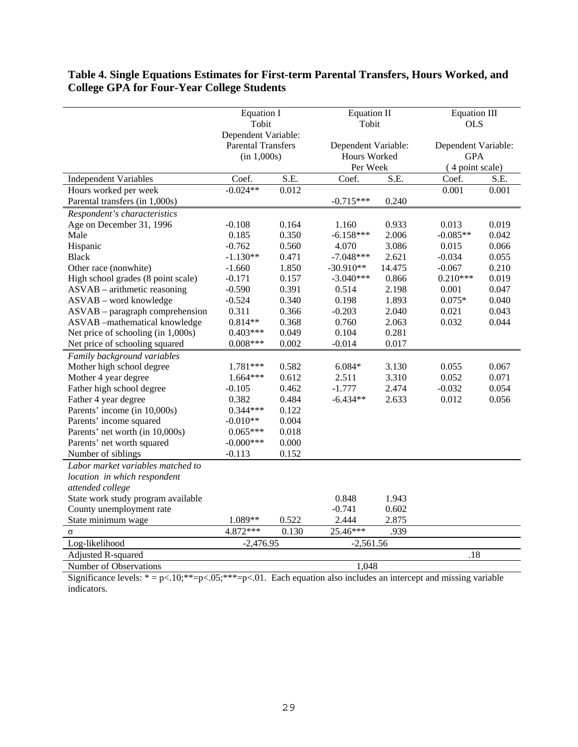**Table 4. Single Equations Estimates for First-term Parental Transfers, Hours Worked, and College GPA for Four-Year College Students**

| | Equation I Tobit Dependent Variable: Parental Transfers (in 1,000s) | | Equation II Tobit Dependent Variable: Hours Worked Per Week | | Equation III OLS Dependent Variable: GPA (4 point scale) | |
|---|---|---|---|---|---|---|
| Independent Variables | Coef. | S.E. | Coef. | S.E. | Coef. | S.E. |
| Hours worked per week | -0.024** | 0.012 | | | 0.001 | 0.001 |
| Parental transfers (in 1,000s) | | | -0.715*** | 0.240 | | |
| *Respondent's characteristics* | | | | | | |
| Age on December 31, 1996 | -0.108 | 0.164 | 1.160 | 0.933 | 0.013 | 0.019 |
| Male | 0.185 | 0.350 | -6.158*** | 2.006 | -0.085** | 0.042 |
| Hispanic | -0.762 | 0.560 | 4.070 | 3.086 | 0.015 | 0.066 |
| Black | -1.130** | 0.471 | -7.048*** | 2.621 | -0.034 | 0.055 |
| Other race (nonwhite) | -1.660 | 1.850 | -30.910** | 14.475 | -0.067 | 0.210 |
| High school grades (8 point scale) | -0.171 | 0.157 | -3.040*** | 0.866 | 0.210*** | 0.019 |
| ASVAB – arithmetic reasoning | -0.590 | 0.391 | 0.514 | 2.198 | 0.001 | 0.047 |
| ASVAB – word knowledge | -0.524 | 0.340 | 0.198 | 1.893 | 0.075* | 0.040 |
| ASVAB – paragraph comprehension | 0.311 | 0.366 | -0.203 | 2.040 | 0.021 | 0.043 |
| ASVAB –mathematical knowledge | 0.814** | 0.368 | 0.760 | 2.063 | 0.032 | 0.044 |
| Net price of schooling (in 1,000s) | 0.403*** | 0.049 | 0.104 | 0.281 | | |
| Net price of schooling squared | 0.008*** | 0.002 | -0.014 | 0.017 | | |
| *Family background variables* | | | | | | |
| Mother high school degree | 1.781*** | 0.582 | 6.084* | 3.130 | 0.055 | 0.067 |
| Mother 4 year degree | 1.664*** | 0.612 | 2.511 | 3.310 | 0.052 | 0.071 |
| Father high school degree | -0.105 | 0.462 | -1.777 | 2.474 | -0.032 | 0.054 |
| Father 4 year degree | 0.382 | 0.484 | -6.434** | 2.633 | 0.012 | 0.056 |
| Parents' income (in 10,000s) | 0.344*** | 0.122 | | | | |
| Parents' income squared | -0.010** | 0.004 | | | | |
| Parents' net worth (in 10,000s) | 0.065*** | 0.018 | | | | |
| Parents' net worth squared | -0.000*** | 0.000 | | | | |
| Number of siblings | -0.113 | 0.152 | | | | |
| *Labor market variables matched to location in which respondent attended college* | | | | | | |
| State work study program available | | | 0.848 | 1.943 | | |
| County unemployment rate | | | -0.741 | 0.602 | | |
| State minimum wage | 1.089** | 0.522 | 2.444 | 2.875 | | |
| σ | 4.872*** | 0.130 | 25.46*** | .939 | | |
| Log-likelihood | -2,476.95 | | -2,561.56 | | | |
| Adjusted R-squared | | | | | .18 | |
| Number of Observations | | | 1,048 | | | |

Significance levels: * = p<.10;**=p<.05;***=p<.01. Each equation also includes an intercept and missing variable indicators.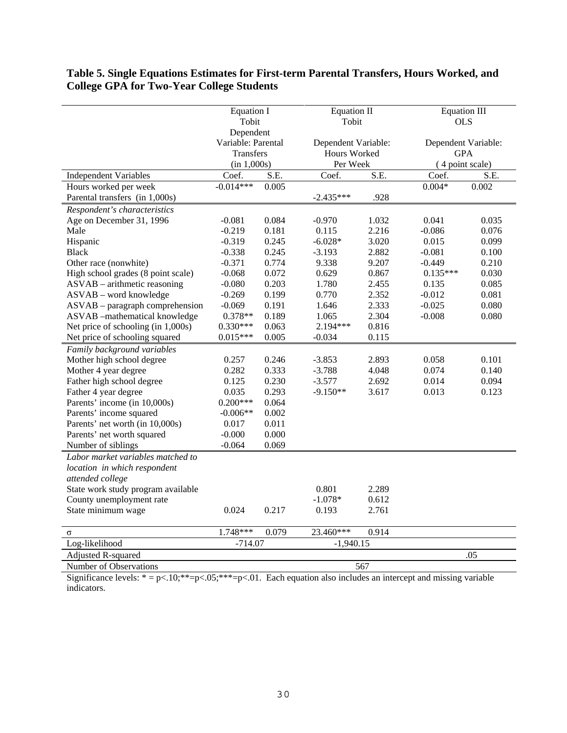**Table 5. Single Equations Estimates for First-term Parental Transfers, Hours Worked, and College GPA for Two-Year College Students**

| | Equation I Tobit Dependent Variable: Parental Transfers (in 1,000s) | | Equation II Tobit Dependent Variable: Hours Worked Per Week | | Equation III OLS Dependent Variable: GPA (4 point scale) | |
|---|---|---|---|---|---|---|
| Independent Variables | Coef. | S.E. | Coef. | S.E. | Coef. | S.E. |
| Hours worked per week | -0.014*** | 0.005 | | | 0.004* | 0.002 |
| Parental transfers (in 1,000s) | | | -2.435*** | .928 | | |
| *Respondent's characteristics* | | | | | | |
| Age on December 31, 1996 | -0.081 | 0.084 | -0.970 | 1.032 | 0.041 | 0.035 |
| Male | -0.219 | 0.181 | 0.115 | 2.216 | -0.086 | 0.076 |
| Hispanic | -0.319 | 0.245 | -6.028* | 3.020 | 0.015 | 0.099 |
| Black | -0.338 | 0.245 | -3.193 | 2.882 | -0.081 | 0.100 |
| Other race (nonwhite) | -0.371 | 0.774 | 9.338 | 9.207 | -0.449 | 0.210 |
| High school grades (8 point scale) | -0.068 | 0.072 | 0.629 | 0.867 | 0.135*** | 0.030 |
| ASVAB – arithmetic reasoning | -0.080 | 0.203 | 1.780 | 2.455 | 0.135 | 0.085 |
| ASVAB – word knowledge | -0.269 | 0.199 | 0.770 | 2.352 | -0.012 | 0.081 |
| ASVAB – paragraph comprehension | -0.069 | 0.191 | 1.646 | 2.333 | -0.025 | 0.080 |
| ASVAB –mathematical knowledge | 0.378** | 0.189 | 1.065 | 2.304 | -0.008 | 0.080 |
| Net price of schooling (in 1,000s) | 0.330*** | 0.063 | 2.194*** | 0.816 | | |
| Net price of schooling squared | 0.015*** | 0.005 | -0.034 | 0.115 | | |
| *Family background variables* | | | | | | |
| Mother high school degree | 0.257 | 0.246 | -3.853 | 2.893 | 0.058 | 0.101 |
| Mother 4 year degree | 0.282 | 0.333 | -3.788 | 4.048 | 0.074 | 0.140 |
| Father high school degree | 0.125 | 0.230 | -3.577 | 2.692 | 0.014 | 0.094 |
| Father 4 year degree | 0.035 | 0.293 | -9.150** | 3.617 | 0.013 | 0.123 |
| Parents' income (in 10,000s) | 0.200*** | 0.064 | | | | |
| Parents' income squared | -0.006** | 0.002 | | | | |
| Parents' net worth (in 10,000s) | 0.017 | 0.011 | | | | |
| Parents' net worth squared | -0.000 | 0.000 | | | | |
| Number of siblings | -0.064 | 0.069 | | | | |
| *Labor market variables matched to location in which respondent attended college* | | | | | | |
| State work study program available | | | 0.801 | 2.289 | | |
| County unemployment rate | | | -1.078* | 0.612 | | |
| State minimum wage | 0.024 | 0.217 | 0.193 | 2.761 | | |
| σ | 1.748*** | 0.079 | 23.460*** | 0.914 | | |
| Log-likelihood | -714.07 | | -1,940.15 | | | |
| Adjusted R-squared | | | | | | .05 |
| Number of Observations | | | 567 | | | |

Significance levels: * = p<.10;**=p<.05;***=p<.01. Each equation also includes an intercept and missing variable indicators.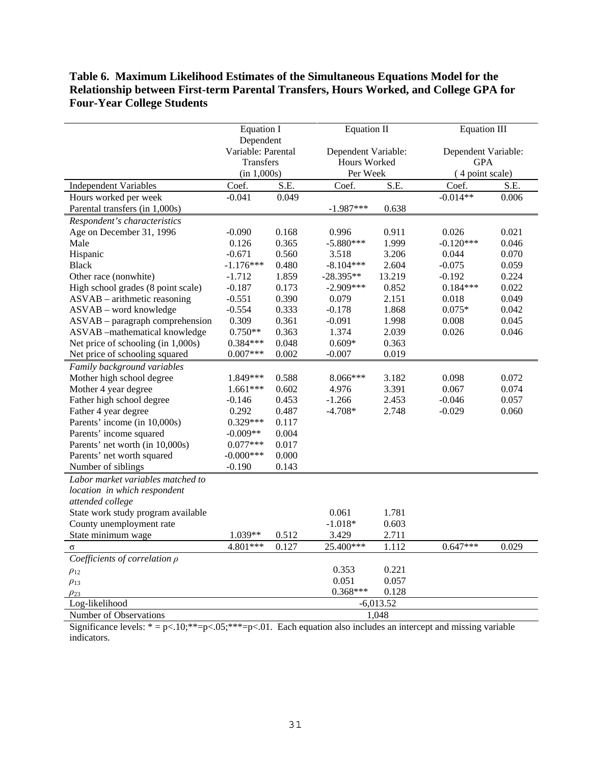**Table 6. Maximum Likelihood Estimates of the Simultaneous Equations Model for the Relationship between First-term Parental Transfers, Hours Worked, and College GPA for Four-Year College Students**

| | Equation I Dependent Variable: Parental Transfers (in 1,000s) | | Equation II Dependent Variable: Hours Worked Per Week | | Equation III Dependent Variable: GPA (4 point scale) | |
|---|---|---|---|---|---|---|
| Independent Variables | Coef. | S.E. | Coef. | S.E. | Coef. | S.E. |
| Hours worked per week | -0.041 | 0.049 | | | -0.014** | 0.006 |
| Parental transfers (in 1,000s) | | | -1.987*** | 0.638 | | |
| *Respondent's characteristics* | | | | | | |
| Age on December 31, 1996 | -0.090 | 0.168 | 0.996 | 0.911 | 0.026 | 0.021 |
| Male | 0.126 | 0.365 | -5.880*** | 1.999 | -0.120*** | 0.046 |
| Hispanic | -0.671 | 0.560 | 3.518 | 3.206 | 0.044 | 0.070 |
| Black | -1.176*** | 0.480 | -8.104*** | 2.604 | -0.075 | 0.059 |
| Other race (nonwhite) | -1.712 | 1.859 | -28.395** | 13.219 | -0.192 | 0.224 |
| High school grades (8 point scale) | -0.187 | 0.173 | -2.909*** | 0.852 | 0.184*** | 0.022 |
| ASVAB – arithmetic reasoning | -0.551 | 0.390 | 0.079 | 2.151 | 0.018 | 0.049 |
| ASVAB – word knowledge | -0.554 | 0.333 | -0.178 | 1.868 | 0.075* | 0.042 |
| ASVAB – paragraph comprehension | 0.309 | 0.361 | -0.091 | 1.998 | 0.008 | 0.045 |
| ASVAB –mathematical knowledge | 0.750** | 0.363 | 1.374 | 2.039 | 0.026 | 0.046 |
| Net price of schooling (in 1,000s) | 0.384*** | 0.048 | 0.609* | 0.363 | | |
| Net price of schooling squared | 0.007*** | 0.002 | -0.007 | 0.019 | | |
| *Family background variables* | | | | | | |
| Mother high school degree | 1.849*** | 0.588 | 8.066*** | 3.182 | 0.098 | 0.072 |
| Mother 4 year degree | 1.661*** | 0.602 | 4.976 | 3.391 | 0.067 | 0.074 |
| Father high school degree | -0.146 | 0.453 | -1.266 | 2.453 | -0.046 | 0.057 |
| Father 4 year degree | 0.292 | 0.487 | -4.708* | 2.748 | -0.029 | 0.060 |
| Parents' income (in 10,000s) | 0.329*** | 0.117 | | | | |
| Parents' income squared | -0.009** | 0.004 | | | | |
| Parents' net worth (in 10,000s) | 0.077*** | 0.017 | | | | |
| Parents' net worth squared | -0.000*** | 0.000 | | | | |
| Number of siblings | -0.190 | 0.143 | | | | |
| *Labor market variables matched to location in which respondent attended college* | | | | | | |
| State work study program available | | | 0.061 | 1.781 | | |
| County unemployment rate | | | -1.018* | 0.603 | | |
| State minimum wage | 1.039** | 0.512 | 3.429 | 2.711 | | |
| $\sigma$ | 4.801*** | 0.127 | 25.400*** | 1.112 | 0.647*** | 0.029 |
| *Coefficients of correlation* $\rho$ | | | | | | |
| $\rho_{12}$ | | | 0.353 | 0.221 | | |
| $\rho_{13}$ | | | 0.051 | 0.057 | | |
| $\rho_{23}$ | | | 0.368*** | 0.128 | | |
| Log-likelihood | | | -6,013.52 | | | |
| Number of Observations | | | 1,048 | | | |

Significance levels: * = p<.10;**=p<.05;***=p<.01. Each equation also includes an intercept and missing variable indicators.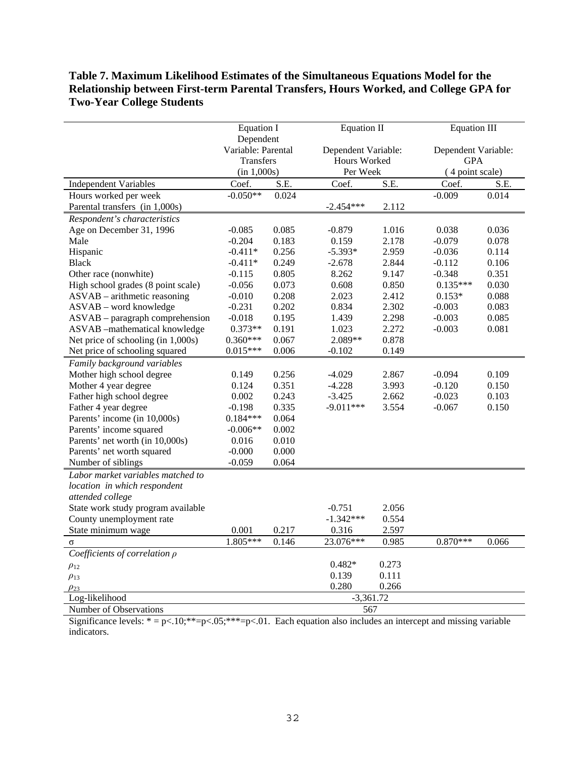**Table 7. Maximum Likelihood Estimates of the Simultaneous Equations Model for the Relationship between First-term Parental Transfers, Hours Worked, and College GPA for Two-Year College Students**

| | Equation I Dependent Variable: Parental Transfers (in 1,000s) | | Equation II Dependent Variable: Hours Worked Per Week | | Equation III Dependent Variable: GPA (4 point scale) | |
|---|---|---|---|---|---|---|
| Independent Variables | Coef. | S.E. | Coef. | S.E. | Coef. | S.E. |
| Hours worked per week | -0.050** | 0.024 | | | -0.009 | 0.014 |
| Parental transfers (in 1,000s) | | | -2.454*** | 2.112 | | |
| *Respondent's characteristics* | | | | | | |
| Age on December 31, 1996 | -0.085 | 0.085 | -0.879 | 1.016 | 0.038 | 0.036 |
| Male | -0.204 | 0.183 | 0.159 | 2.178 | -0.079 | 0.078 |
| Hispanic | -0.411* | 0.256 | -5.393* | 2.959 | -0.036 | 0.114 |
| Black | -0.411* | 0.249 | -2.678 | 2.844 | -0.112 | 0.106 |
| Other race (nonwhite) | -0.115 | 0.805 | 8.262 | 9.147 | -0.348 | 0.351 |
| High school grades (8 point scale) | -0.056 | 0.073 | 0.608 | 0.850 | 0.135*** | 0.030 |
| ASVAB – arithmetic reasoning | -0.010 | 0.208 | 2.023 | 2.412 | 0.153* | 0.088 |
| ASVAB – word knowledge | -0.231 | 0.202 | 0.834 | 2.302 | -0.003 | 0.083 |
| ASVAB – paragraph comprehension | -0.018 | 0.195 | 1.439 | 2.298 | -0.003 | 0.085 |
| ASVAB –mathematical knowledge | 0.373** | 0.191 | 1.023 | 2.272 | -0.003 | 0.081 |
| Net price of schooling (in 1,000s) | 0.360*** | 0.067 | 2.089** | 0.878 | | |
| Net price of schooling squared | 0.015*** | 0.006 | -0.102 | 0.149 | | |
| *Family background variables* | | | | | | |
| Mother high school degree | 0.149 | 0.256 | -4.029 | 2.867 | -0.094 | 0.109 |
| Mother 4 year degree | 0.124 | 0.351 | -4.228 | 3.993 | -0.120 | 0.150 |
| Father high school degree | 0.002 | 0.243 | -3.425 | 2.662 | -0.023 | 0.103 |
| Father 4 year degree | -0.198 | 0.335 | -9.011*** | 3.554 | -0.067 | 0.150 |
| Parents' income (in 10,000s) | 0.184*** | 0.064 | | | | |
| Parents' income squared | -0.006** | 0.002 | | | | |
| Parents' net worth (in 10,000s) | 0.016 | 0.010 | | | | |
| Parents' net worth squared | -0.000 | 0.000 | | | | |
| Number of siblings | -0.059 | 0.064 | | | | |
| *Labor market variables matched to location in which respondent attended college* | | | | | | |
| State work study program available | | | -0.751 | 2.056 | | |
| County unemployment rate | | | -1.342*** | 0.554 | | |
| State minimum wage | 0.001 | 0.217 | 0.316 | 2.597 | | |
| $\sigma$ | 1.805*** | 0.146 | 23.076*** | 0.985 | 0.870*** | 0.066 |
| *Coefficients of correlation $\rho$* | | | | | | |
| $\rho_{12}$ | | | 0.482* | 0.273 | | |
| $\rho_{13}$ | | | 0.139 | 0.111 | | |
| $\rho_{23}$ | | | 0.280 | 0.266 | | |
| Log-likelihood | | | -3,361.72 | | | |
| Number of Observations | | | 567 | | | |

Significance levels: * = p<.10;**=p<.05;***=p<.01. Each equation also includes an intercept and missing variable indicators.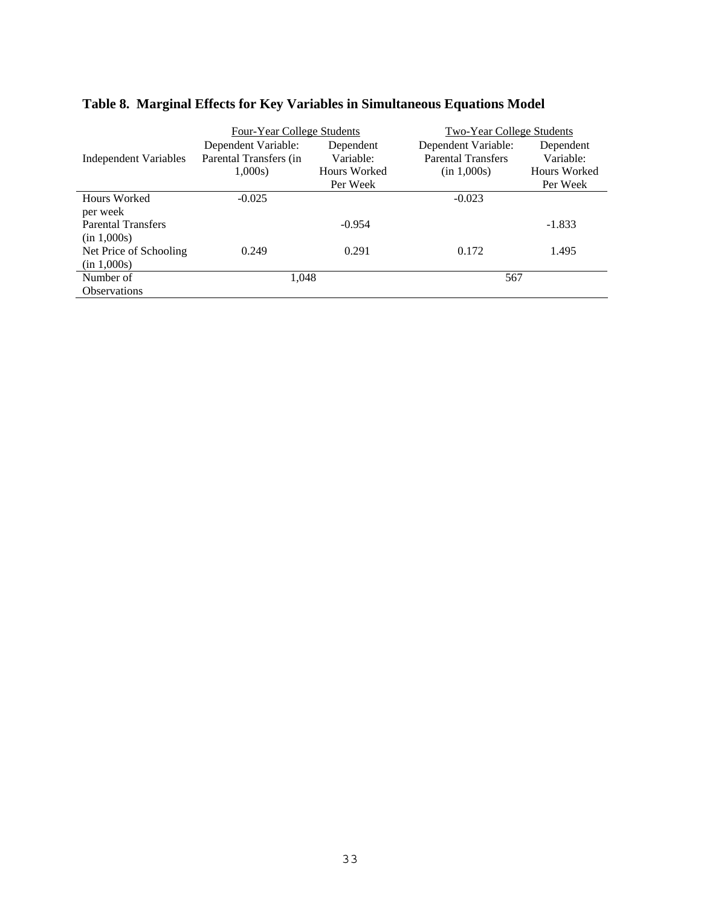## Table 8. Marginal Effects for Key Variables in Simultaneous Equations Model

| Independent Variables | Four-Year College Students | | Two-Year College Students | |
|---|---|---|---|---|
| | Dependent Variable: Parental Transfers (in 1,000s) | Dependent Variable: Hours Worked Per Week | Dependent Variable: Parental Transfers (in 1,000s) | Dependent Variable: Hours Worked Per Week |
| Hours Worked per week | -0.025 | | -0.023 | |
| Parental Transfers (in 1,000s) | | -0.954 | | -1.833 |
| Net Price of Schooling (in 1,000s) | 0.249 | 0.291 | 0.172 | 1.495 |
| Number of Observations | 1,048 | | 567 | |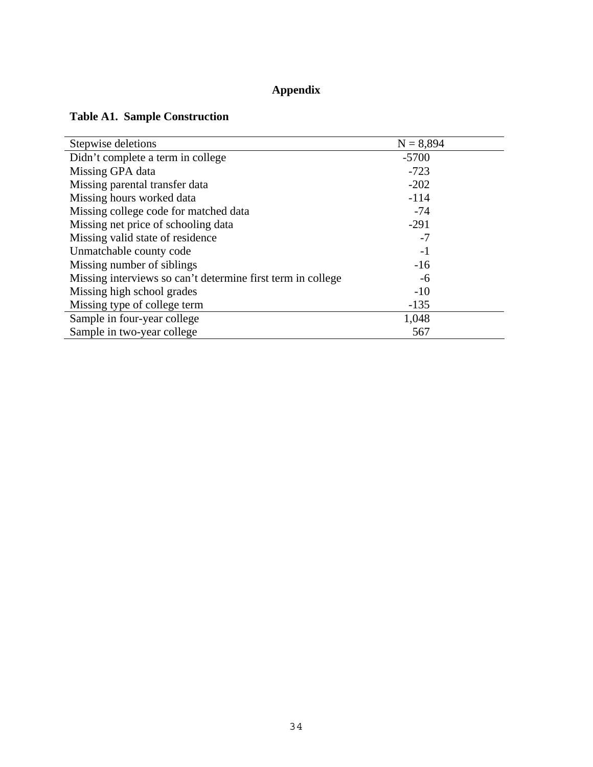# Appendix

**Table A1. Sample Construction**

| Stepwise deletions | N = 8,894 |
|---|---|
| Didn't complete a term in college | -5700 |
| Missing GPA data | -723 |
| Missing parental transfer data | -202 |
| Missing hours worked data | -114 |
| Missing college code for matched data | -74 |
| Missing net price of schooling data | -291 |
| Missing valid state of residence | -7 |
| Unmatchable county code | -1 |
| Missing number of siblings | -16 |
| Missing interviews so can't determine first term in college | -6 |
| Missing high school grades | -10 |
| Missing type of college term | -135 |
| Sample in four-year college | 1,048 |
| Sample in two-year college | 567 |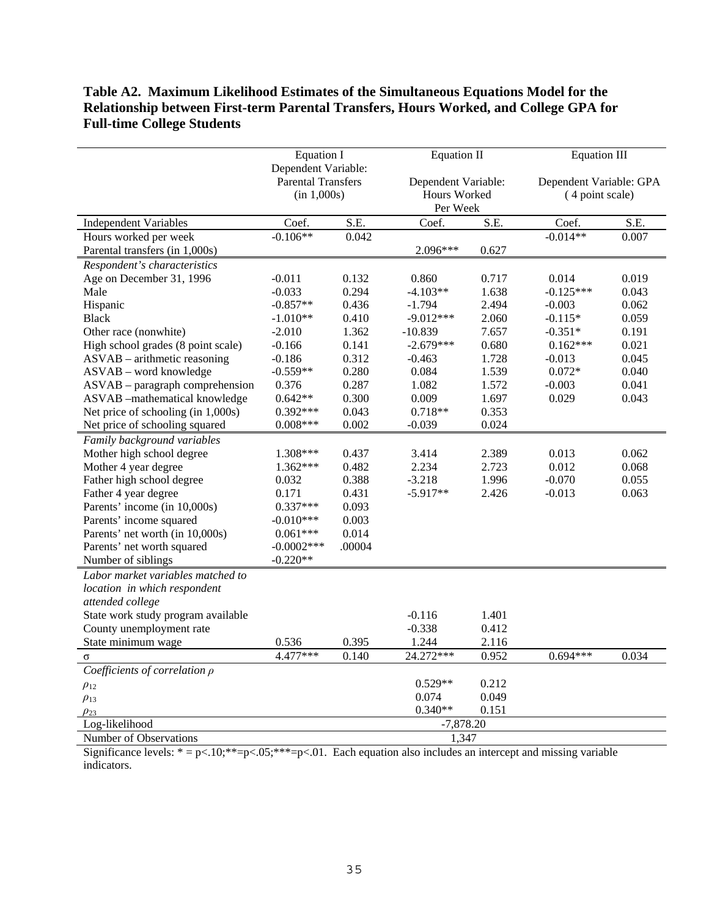**Table A2. Maximum Likelihood Estimates of the Simultaneous Equations Model for the Relationship between First-term Parental Transfers, Hours Worked, and College GPA for Full-time College Students**

| | Equation I Dependent Variable: Parental Transfers (in 1,000s) | | Equation II Dependent Variable: Hours Worked Per Week | | Equation III Dependent Variable: GPA (4 point scale) | |
|---|---|---|---|---|---|---|
| Independent Variables | Coef. | S.E. | Coef. | S.E. | Coef. | S.E. |
| Hours worked per week | -0.106** | 0.042 | | | -0.014** | 0.007 |
| Parental transfers (in 1,000s) | | | 2.096*** | 0.627 | | |
| *Respondent's characteristics* | | | | | | |
| Age on December 31, 1996 | -0.011 | 0.132 | 0.860 | 0.717 | 0.014 | 0.019 |
| Male | -0.033 | 0.294 | -4.103** | 1.638 | -0.125*** | 0.043 |
| Hispanic | -0.857** | 0.436 | -1.794 | 2.494 | -0.003 | 0.062 |
| Black | -1.010** | 0.410 | -9.012*** | 2.060 | -0.115* | 0.059 |
| Other race (nonwhite) | -2.010 | 1.362 | -10.839 | 7.657 | -0.351* | 0.191 |
| High school grades (8 point scale) | -0.166 | 0.141 | -2.679*** | 0.680 | 0.162*** | 0.021 |
| ASVAB – arithmetic reasoning | -0.186 | 0.312 | -0.463 | 1.728 | -0.013 | 0.045 |
| ASVAB – word knowledge | -0.559** | 0.280 | 0.084 | 1.539 | 0.072* | 0.040 |
| ASVAB – paragraph comprehension | 0.376 | 0.287 | 1.082 | 1.572 | -0.003 | 0.041 |
| ASVAB –mathematical knowledge | 0.642** | 0.300 | 0.009 | 1.697 | 0.029 | 0.043 |
| Net price of schooling (in 1,000s) | 0.392*** | 0.043 | 0.718** | 0.353 | | |
| Net price of schooling squared | 0.008*** | 0.002 | -0.039 | 0.024 | | |
| *Family background variables* | | | | | | |
| Mother high school degree | 1.308*** | 0.437 | 3.414 | 2.389 | 0.013 | 0.062 |
| Mother 4 year degree | 1.362*** | 0.482 | 2.234 | 2.723 | 0.012 | 0.068 |
| Father high school degree | 0.032 | 0.388 | -3.218 | 1.996 | -0.070 | 0.055 |
| Father 4 year degree | 0.171 | 0.431 | -5.917** | 2.426 | -0.013 | 0.063 |
| Parents' income (in 10,000s) | 0.337*** | 0.093 | | | | |
| Parents' income squared | -0.010*** | 0.003 | | | | |
| Parents' net worth (in 10,000s) | 0.061*** | 0.014 | | | | |
| Parents' net worth squared | -0.0002*** | .00004 | | | | |
| Number of siblings | -0.220** | | | | | |
| *Labor market variables matched to location in which respondent attended college* | | | | | | |
| State work study program available | | | -0.116 | 1.401 | | |
| County unemployment rate | | | -0.338 | 0.412 | | |
| State minimum wage | 0.536 | 0.395 | 1.244 | 2.116 | | |
| σ | 4.477*** | 0.140 | 24.272*** | 0.952 | 0.694*** | 0.034 |
| *Coefficients of correlation ρ* | | | | | | |
| $\rho_{12}$ | | | 0.529** | 0.212 | | |
| $\rho_{13}$ | | | 0.074 | 0.049 | | |
| $\rho_{23}$ | | | 0.340** | 0.151 | | |
| Log-likelihood | | | -7,878.20 | | | |
| Number of Observations | | | 1,347 | | | |

Significance levels: * = p<.10;**=p<.05;***=p<.01. Each equation also includes an intercept and missing variable indicators.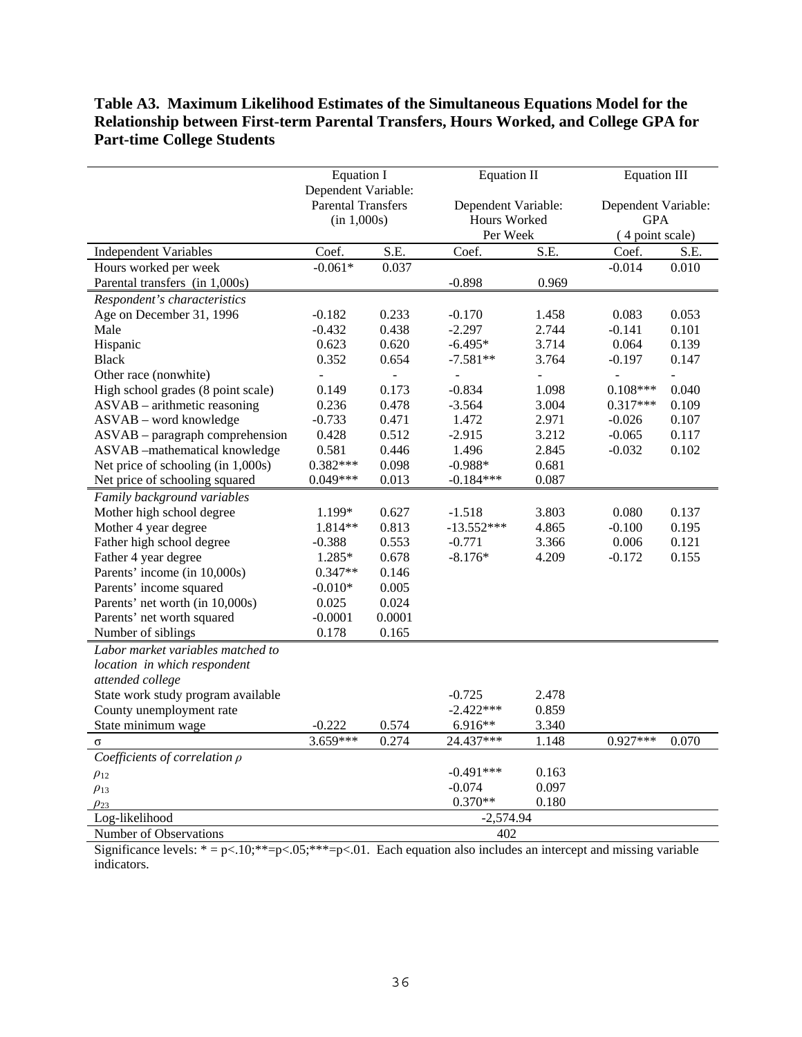**Table A3. Maximum Likelihood Estimates of the Simultaneous Equations Model for the Relationship between First-term Parental Transfers, Hours Worked, and College GPA for Part-time College Students**

| | Equation I Dependent Variable: Parental Transfers (in 1,000s) | | Equation II Dependent Variable: Hours Worked Per Week | | Equation III Dependent Variable: GPA (4 point scale) | |
|---|---|---|---|---|---|---|
| Independent Variables | Coef. | S.E. | Coef. | S.E. | Coef. | S.E. |
| Hours worked per week | -0.061* | 0.037 | | | -0.014 | 0.010 |
| Parental transfers (in 1,000s) | | | -0.898 | 0.969 | | |
| *Respondent's characteristics* | | | | | | |
| Age on December 31, 1996 | -0.182 | 0.233 | -0.170 | 1.458 | 0.083 | 0.053 |
| Male | -0.432 | 0.438 | -2.297 | 2.744 | -0.141 | 0.101 |
| Hispanic | 0.623 | 0.620 | -6.495* | 3.714 | 0.064 | 0.139 |
| Black | 0.352 | 0.654 | -7.581** | 3.764 | -0.197 | 0.147 |
| Other race (nonwhite) | - | - | - | - | - | - |
| High school grades (8 point scale) | 0.149 | 0.173 | -0.834 | 1.098 | 0.108*** | 0.040 |
| ASVAB – arithmetic reasoning | 0.236 | 0.478 | -3.564 | 3.004 | 0.317*** | 0.109 |
| ASVAB – word knowledge | -0.733 | 0.471 | 1.472 | 2.971 | -0.026 | 0.107 |
| ASVAB – paragraph comprehension | 0.428 | 0.512 | -2.915 | 3.212 | -0.065 | 0.117 |
| ASVAB –mathematical knowledge | 0.581 | 0.446 | 1.496 | 2.845 | -0.032 | 0.102 |
| Net price of schooling (in 1,000s) | 0.382*** | 0.098 | -0.988* | 0.681 | | |
| Net price of schooling squared | 0.049*** | 0.013 | -0.184*** | 0.087 | | |
| *Family background variables* | | | | | | |
| Mother high school degree | 1.199* | 0.627 | -1.518 | 3.803 | 0.080 | 0.137 |
| Mother 4 year degree | 1.814** | 0.813 | -13.552*** | 4.865 | -0.100 | 0.195 |
| Father high school degree | -0.388 | 0.553 | -0.771 | 3.366 | 0.006 | 0.121 |
| Father 4 year degree | 1.285* | 0.678 | -8.176* | 4.209 | -0.172 | 0.155 |
| Parents' income (in 10,000s) | 0.347** | 0.146 | | | | |
| Parents' income squared | -0.010* | 0.005 | | | | |
| Parents' net worth (in 10,000s) | 0.025 | 0.024 | | | | |
| Parents' net worth squared | -0.0001 | 0.0001 | | | | |
| Number of siblings | 0.178 | 0.165 | | | | |
| *Labor market variables matched to location in which respondent attended college* | | | | | | |
| State work study program available | | | -0.725 | 2.478 | | |
| County unemployment rate | | | -2.422*** | 0.859 | | |
| State minimum wage | -0.222 | 0.574 | 6.916** | 3.340 | | |
| σ | 3.659*** | 0.274 | 24.437*** | 1.148 | 0.927*** | 0.070 |
| *Coefficients of correlation ρ* | | | | | | |
| $\rho_{12}$ | | | -0.491*** | 0.163 | | |
| $\rho_{13}$ | | | -0.074 | 0.097 | | |
| $\rho_{23}$ | | | 0.370** | 0.180 | | |
| Log-likelihood | | | -2,574.94 | | | |
| Number of Observations | | | 402 | | | |

Significance levels: * = p<.10;**=p<.05;***=p<.01. Each equation also includes an intercept and missing variable indicators.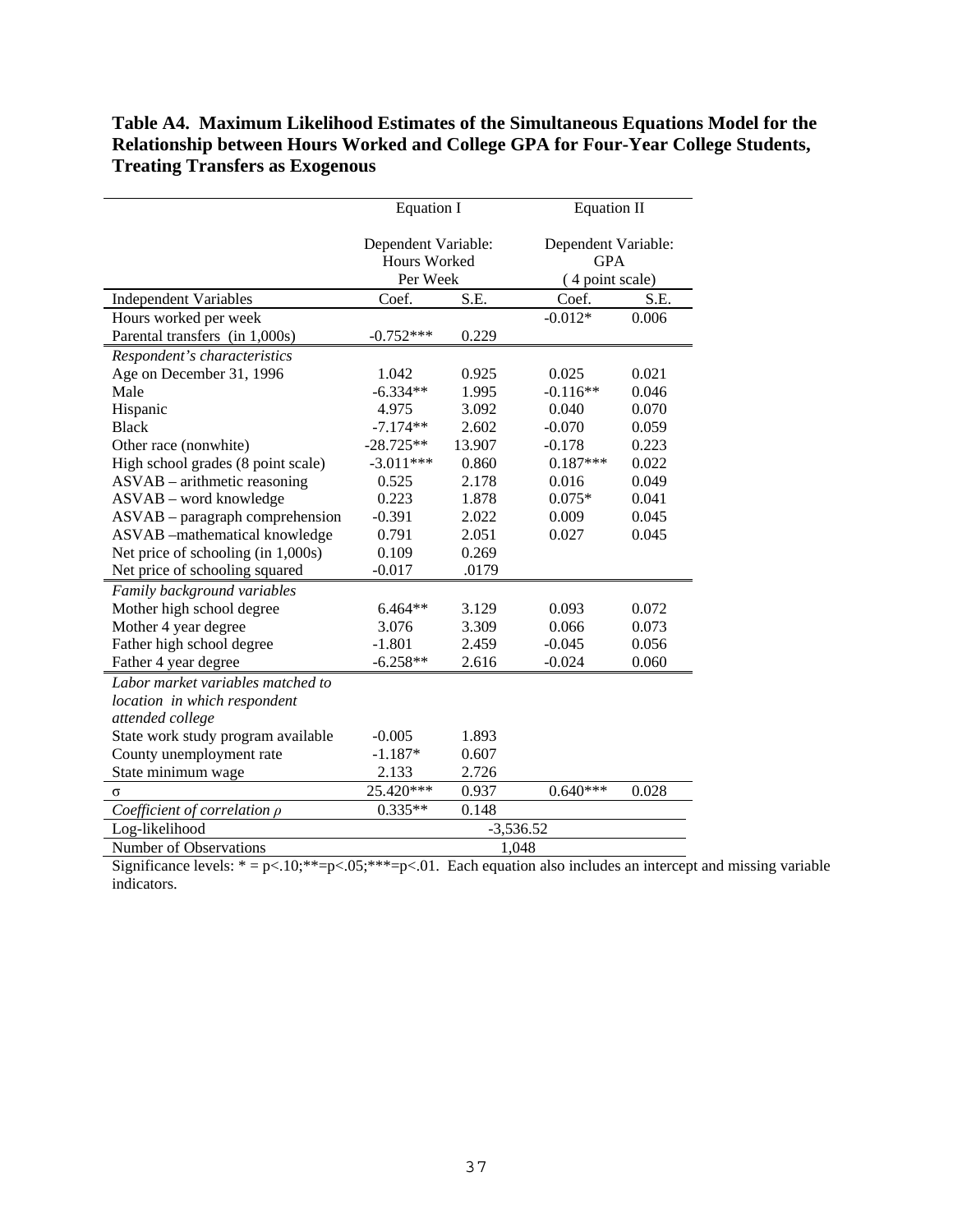**Table A4. Maximum Likelihood Estimates of the Simultaneous Equations Model for the Relationship between Hours Worked and College GPA for Four-Year College Students, Treating Transfers as Exogenous**

| | Equation I | | Equation II | |
|---|---|---|---|---|
| | Dependent Variable: Hours Worked Per Week | | Dependent Variable: GPA (4 point scale) | |
| Independent Variables | Coef. | S.E. | Coef. | S.E. |
| Hours worked per week | | | -0.012* | 0.006 |
| Parental transfers (in 1,000s) | -0.752*** | 0.229 | | |
| *Respondent's characteristics* | | | | |
| Age on December 31, 1996 | 1.042 | 0.925 | 0.025 | 0.021 |
| Male | -6.334** | 1.995 | -0.116** | 0.046 |
| Hispanic | 4.975 | 3.092 | 0.040 | 0.070 |
| Black | -7.174** | 2.602 | -0.070 | 0.059 |
| Other race (nonwhite) | -28.725** | 13.907 | -0.178 | 0.223 |
| High school grades (8 point scale) | -3.011*** | 0.860 | 0.187*** | 0.022 |
| ASVAB – arithmetic reasoning | 0.525 | 2.178 | 0.016 | 0.049 |
| ASVAB – word knowledge | 0.223 | 1.878 | 0.075* | 0.041 |
| ASVAB – paragraph comprehension | -0.391 | 2.022 | 0.009 | 0.045 |
| ASVAB –mathematical knowledge | 0.791 | 2.051 | 0.027 | 0.045 |
| Net price of schooling (in 1,000s) | 0.109 | 0.269 | | |
| Net price of schooling squared | -0.017 | .0179 | | |
| *Family background variables* | | | | |
| Mother high school degree | 6.464** | 3.129 | 0.093 | 0.072 |
| Mother 4 year degree | 3.076 | 3.309 | 0.066 | 0.073 |
| Father high school degree | -1.801 | 2.459 | -0.045 | 0.056 |
| Father 4 year degree | -6.258** | 2.616 | -0.024 | 0.060 |
| *Labor market variables matched to location in which respondent attended college* | | | | |
| State work study program available | -0.005 | 1.893 | | |
| County unemployment rate | -1.187* | 0.607 | | |
| State minimum wage | 2.133 | 2.726 | | |
| $\sigma$ | 25.420*** | 0.937 | 0.640*** | 0.028 |
| *Coefficient of correlation $\rho$* | 0.335** | 0.148 | | |
| Log-likelihood | -3,536.52 | | | |
| Number of Observations | 1,048 | | | |

Significance levels: * = p<.10;**=p<.05;***=p<.01. Each equation also includes an intercept and missing variable indicators.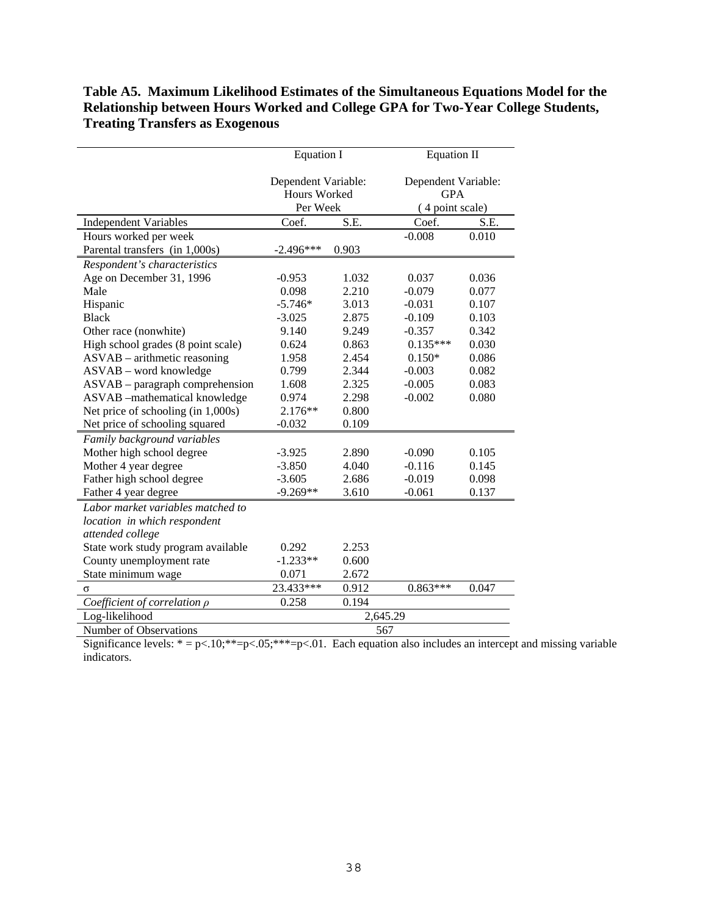**Table A5. Maximum Likelihood Estimates of the Simultaneous Equations Model for the Relationship between Hours Worked and College GPA for Two-Year College Students, Treating Transfers as Exogenous**

| | Equation I | | Equation II | |
|---|---|---|---|---|
| | Dependent Variable: Hours Worked Per Week | | Dependent Variable: GPA (4 point scale) | |
| Independent Variables | Coef. | S.E. | Coef. | S.E. |
| Hours worked per week | | | -0.008 | 0.010 |
| Parental transfers (in 1,000s) | -2.496*** | 0.903 | | |
| *Respondent's characteristics* | | | | |
| Age on December 31, 1996 | -0.953 | 1.032 | 0.037 | 0.036 |
| Male | 0.098 | 2.210 | -0.079 | 0.077 |
| Hispanic | -5.746* | 3.013 | -0.031 | 0.107 |
| Black | -3.025 | 2.875 | -0.109 | 0.103 |
| Other race (nonwhite) | 9.140 | 9.249 | -0.357 | 0.342 |
| High school grades (8 point scale) | 0.624 | 0.863 | 0.135*** | 0.030 |
| ASVAB – arithmetic reasoning | 1.958 | 2.454 | 0.150* | 0.086 |
| ASVAB – word knowledge | 0.799 | 2.344 | -0.003 | 0.082 |
| ASVAB – paragraph comprehension | 1.608 | 2.325 | -0.005 | 0.083 |
| ASVAB –mathematical knowledge | 0.974 | 2.298 | -0.002 | 0.080 |
| Net price of schooling (in 1,000s) | 2.176** | 0.800 | | |
| Net price of schooling squared | -0.032 | 0.109 | | |
| *Family background variables* | | | | |
| Mother high school degree | -3.925 | 2.890 | -0.090 | 0.105 |
| Mother 4 year degree | -3.850 | 4.040 | -0.116 | 0.145 |
| Father high school degree | -3.605 | 2.686 | -0.019 | 0.098 |
| Father 4 year degree | -9.269** | 3.610 | -0.061 | 0.137 |
| *Labor market variables matched to location in which respondent attended college* | | | | |
| State work study program available | 0.292 | 2.253 | | |
| County unemployment rate | -1.233** | 0.600 | | |
| State minimum wage | 0.071 | 2.672 | | |
| $\sigma$ | 23.433*** | 0.912 | 0.863*** | 0.047 |
| *Coefficient of correlation $\rho$* | 0.258 | 0.194 | | |
| Log-likelihood | 2,645.29 | | | |
| Number of Observations | 567 | | | |

Significance levels: * = p<.10;**=p<.05;***=p<.01. Each equation also includes an intercept and missing variable indicators.